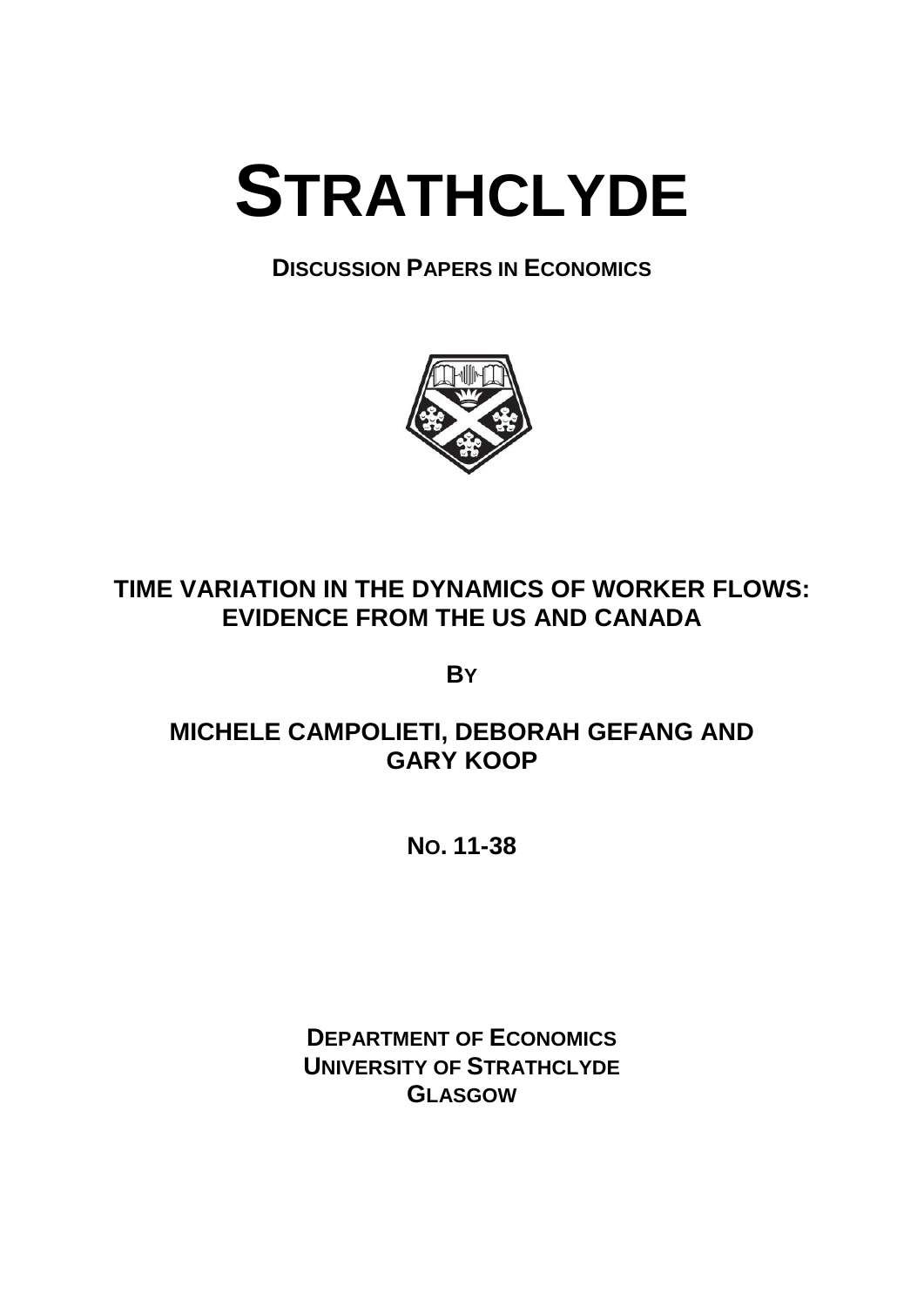# STRATHCLYDE

**DISCUSSION PAPERS IN ECONOMICS**

## TIME VARIATION IN THE DYNAMICS OF WORKER FLOWS: EVIDENCE FROM THE US AND CANADA

**BY**

**MICHELE CAMPOLIETI, DEBORAH GEFANG AND GARY KOOP**

**NO. 11-38**

**DEPARTMENT OF ECONOMICS**
**UNIVERSITY OF STRATHCLYDE**
**GLASGOW**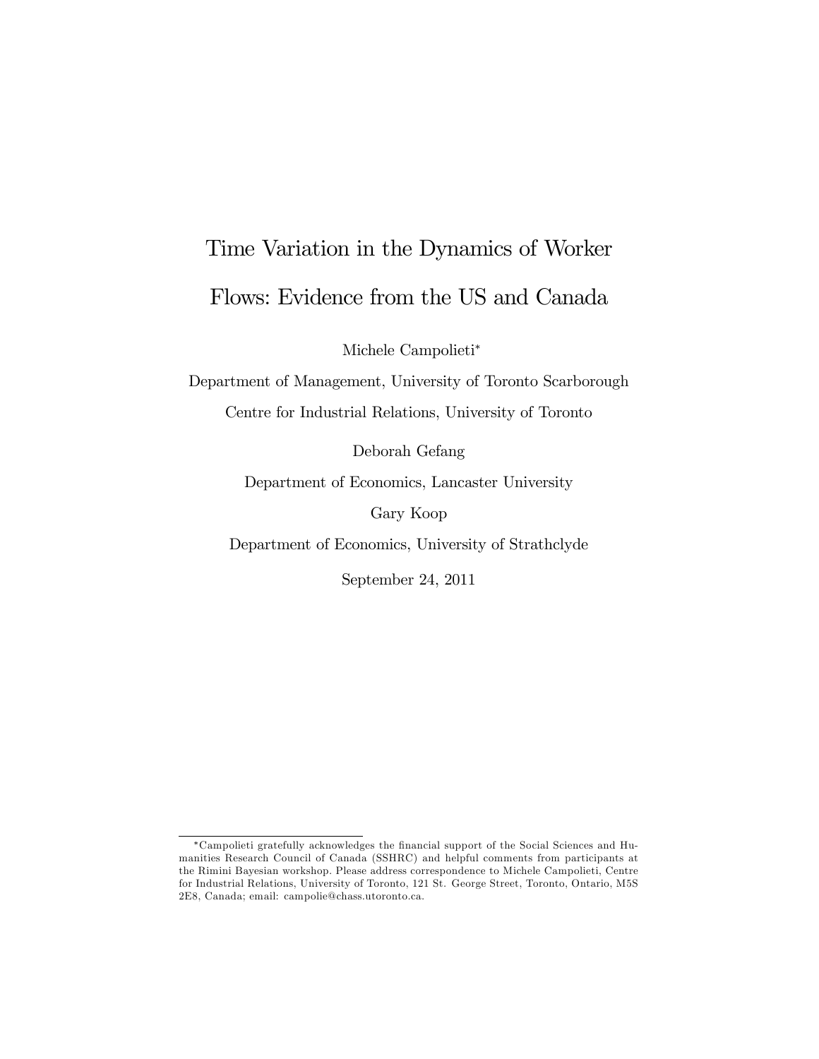# Time Variation in the Dynamics of Worker Flows: Evidence from the US and Canada

Michele Campolieti*

Department of Management, University of Toronto Scarborough

Centre for Industrial Relations, University of Toronto

Deborah Gefang

Department of Economics, Lancaster University

Gary Koop

Department of Economics, University of Strathclyde

September 24, 2011

---

*Campolieti gratefully acknowledges the financial support of the Social Sciences and Humanities Research Council of Canada (SSHRC) and helpful comments from participants at the Rimini Bayesian workshop. Please address correspondence to Michele Campolieti, Centre for Industrial Relations, University of Toronto, 121 St. George Street, Toronto, Ontario, M5S 2E8, Canada; email: campolie@chass.utoronto.ca.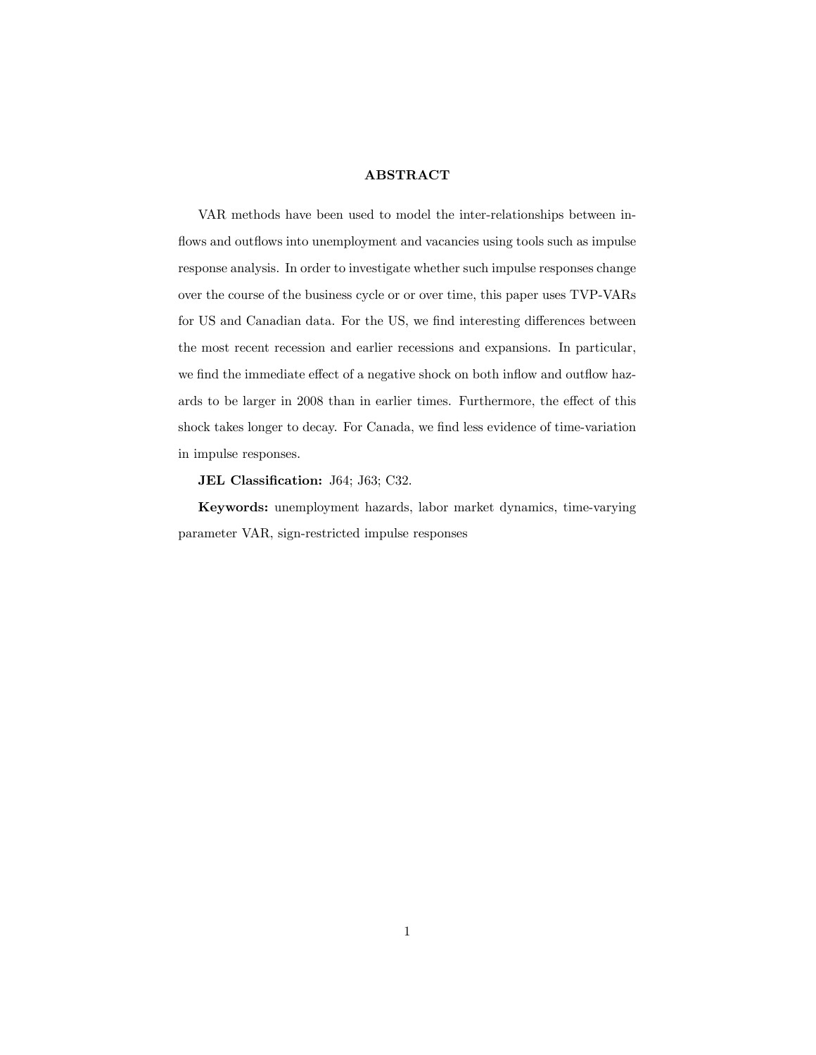## ABSTRACT

VAR methods have been used to model the inter-relationships between inflows and outflows into unemployment and vacancies using tools such as impulse response analysis. In order to investigate whether such impulse responses change over the course of the business cycle or or over time, this paper uses TVP-VARs for US and Canadian data. For the US, we find interesting differences between the most recent recession and earlier recessions and expansions. In particular, we find the immediate effect of a negative shock on both inflow and outflow hazards to be larger in 2008 than in earlier times. Furthermore, the effect of this shock takes longer to decay. For Canada, we find less evidence of time-variation in impulse responses.

**JEL Classification:** J64; J63; C32.

**Keywords:** unemployment hazards, labor market dynamics, time-varying parameter VAR, sign-restricted impulse responses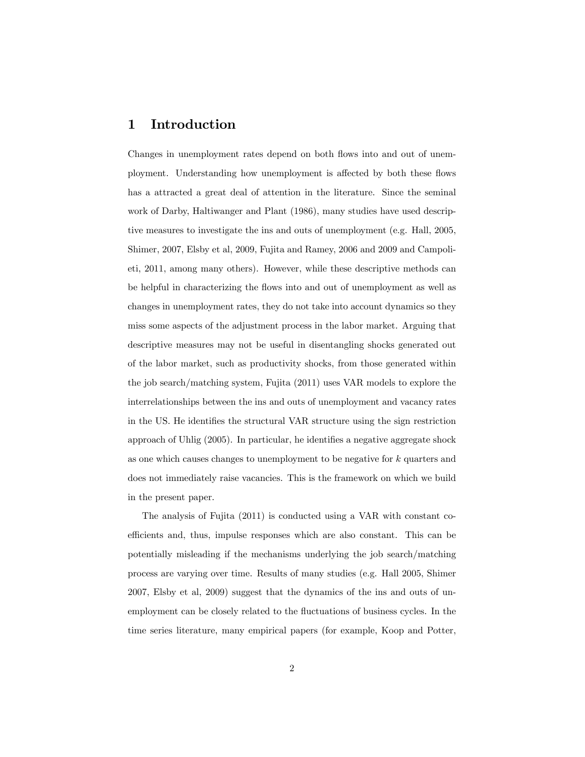# 1 Introduction

Changes in unemployment rates depend on both flows into and out of unemployment. Understanding how unemployment is affected by both these flows has a attracted a great deal of attention in the literature. Since the seminal work of Darby, Haltiwanger and Plant (1986), many studies have used descriptive measures to investigate the ins and outs of unemployment (e.g. Hall, 2005, Shimer, 2007, Elsby et al, 2009, Fujita and Ramey, 2006 and 2009 and Campolieti, 2011, among many others). However, while these descriptive methods can be helpful in characterizing the flows into and out of unemployment as well as changes in unemployment rates, they do not take into account dynamics so they miss some aspects of the adjustment process in the labor market. Arguing that descriptive measures may not be useful in disentangling shocks generated out of the labor market, such as productivity shocks, from those generated within the job search/matching system, Fujita (2011) uses VAR models to explore the interrelationships between the ins and outs of unemployment and vacancy rates in the US. He identifies the structural VAR structure using the sign restriction approach of Uhlig (2005). In particular, he identifies a negative aggregate shock as one which causes changes to unemployment to be negative for $k$ quarters and does not immediately raise vacancies. This is the framework on which we build in the present paper.

The analysis of Fujita (2011) is conducted using a VAR with constant coefficients and, thus, impulse responses which are also constant. This can be potentially misleading if the mechanisms underlying the job search/matching process are varying over time. Results of many studies (e.g. Hall 2005, Shimer 2007, Elsby et al, 2009) suggest that the dynamics of the ins and outs of unemployment can be closely related to the fluctuations of business cycles. In the time series literature, many empirical papers (for example, Koop and Potter,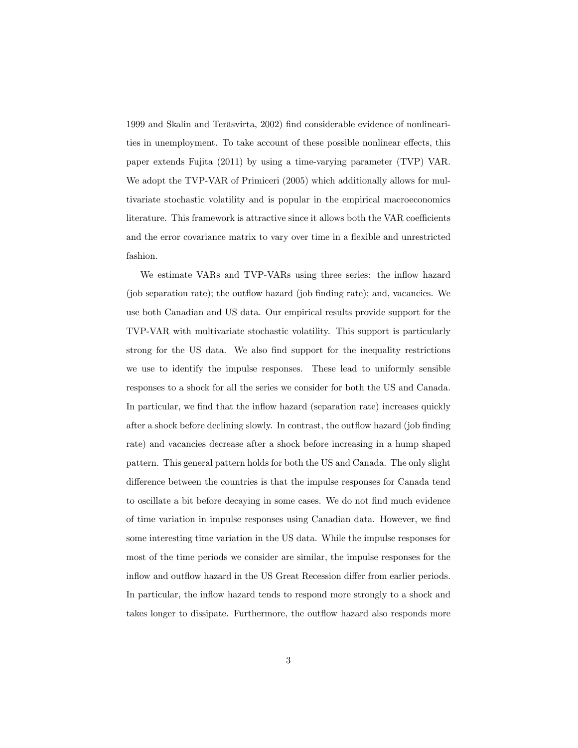1999 and Skalin and Teräsvirta, 2002) find considerable evidence of nonlinearities in unemployment. To take account of these possible nonlinear effects, this paper extends Fujita (2011) by using a time-varying parameter (TVP) VAR. We adopt the TVP-VAR of Primiceri (2005) which additionally allows for multivariate stochastic volatility and is popular in the empirical macroeconomics literature. This framework is attractive since it allows both the VAR coefficients and the error covariance matrix to vary over time in a flexible and unrestricted fashion.

We estimate VARs and TVP-VARs using three series: the inflow hazard (job separation rate); the outflow hazard (job finding rate); and, vacancies. We use both Canadian and US data. Our empirical results provide support for the TVP-VAR with multivariate stochastic volatility. This support is particularly strong for the US data. We also find support for the inequality restrictions we use to identify the impulse responses. These lead to uniformly sensible responses to a shock for all the series we consider for both the US and Canada. In particular, we find that the inflow hazard (separation rate) increases quickly after a shock before declining slowly. In contrast, the outflow hazard (job finding rate) and vacancies decrease after a shock before increasing in a hump shaped pattern. This general pattern holds for both the US and Canada. The only slight difference between the countries is that the impulse responses for Canada tend to oscillate a bit before decaying in some cases. We do not find much evidence of time variation in impulse responses using Canadian data. However, we find some interesting time variation in the US data. While the impulse responses for most of the time periods we consider are similar, the impulse responses for the inflow and outflow hazard in the US Great Recession differ from earlier periods. In particular, the inflow hazard tends to respond more strongly to a shock and takes longer to dissipate. Furthermore, the outflow hazard also responds more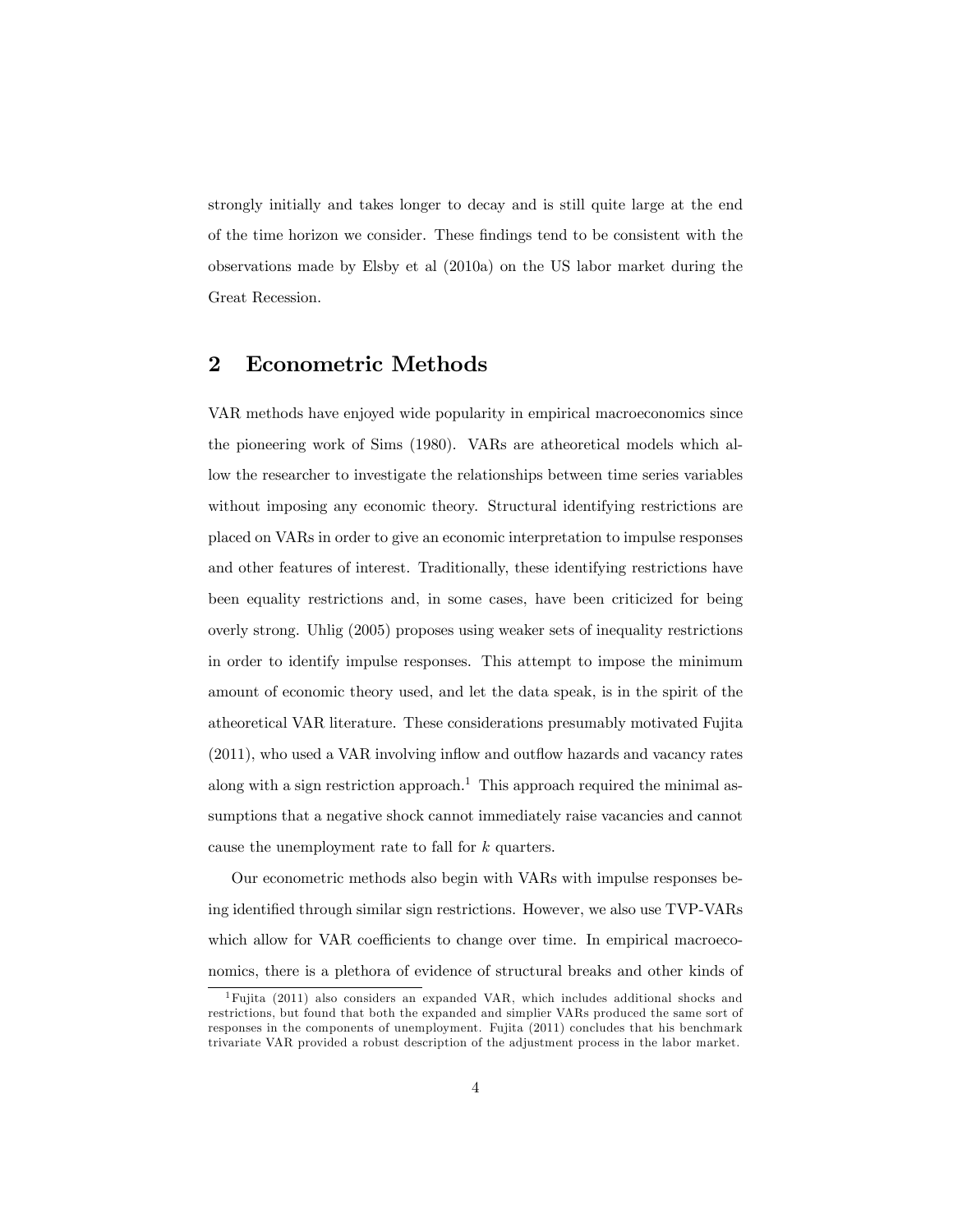strongly initially and takes longer to decay and is still quite large at the end of the time horizon we consider. These findings tend to be consistent with the observations made by Elsby et al (2010a) on the US labor market during the Great Recession.

## 2 Econometric Methods

VAR methods have enjoyed wide popularity in empirical macroeconomics since the pioneering work of Sims (1980). VARs are atheoretical models which allow the researcher to investigate the relationships between time series variables without imposing any economic theory. Structural identifying restrictions are placed on VARs in order to give an economic interpretation to impulse responses and other features of interest. Traditionally, these identifying restrictions have been equality restrictions and, in some cases, have been criticized for being overly strong. Uhlig (2005) proposes using weaker sets of inequality restrictions in order to identify impulse responses. This attempt to impose the minimum amount of economic theory used, and let the data speak, is in the spirit of the atheoretical VAR literature. These considerations presumably motivated Fujita (2011), who used a VAR involving inflow and outflow hazards and vacancy rates along with a sign restriction approach.[1] This approach required the minimal assumptions that a negative shock cannot immediately raise vacancies and cannot cause the unemployment rate to fall for $k$ quarters.

Our econometric methods also begin with VARs with impulse responses being identified through similar sign restrictions. However, we also use TVP-VARs which allow for VAR coefficients to change over time. In empirical macroeconomics, there is a plethora of evidence of structural breaks and other kinds of

[1] Fujita (2011) also considers an expanded VAR, which includes additional shocks and restrictions, but found that both the expanded and simplier VARs produced the same sort of responses in the components of unemployment. Fujita (2011) concludes that his benchmark trivariate VAR provided a robust description of the adjustment process in the labor market.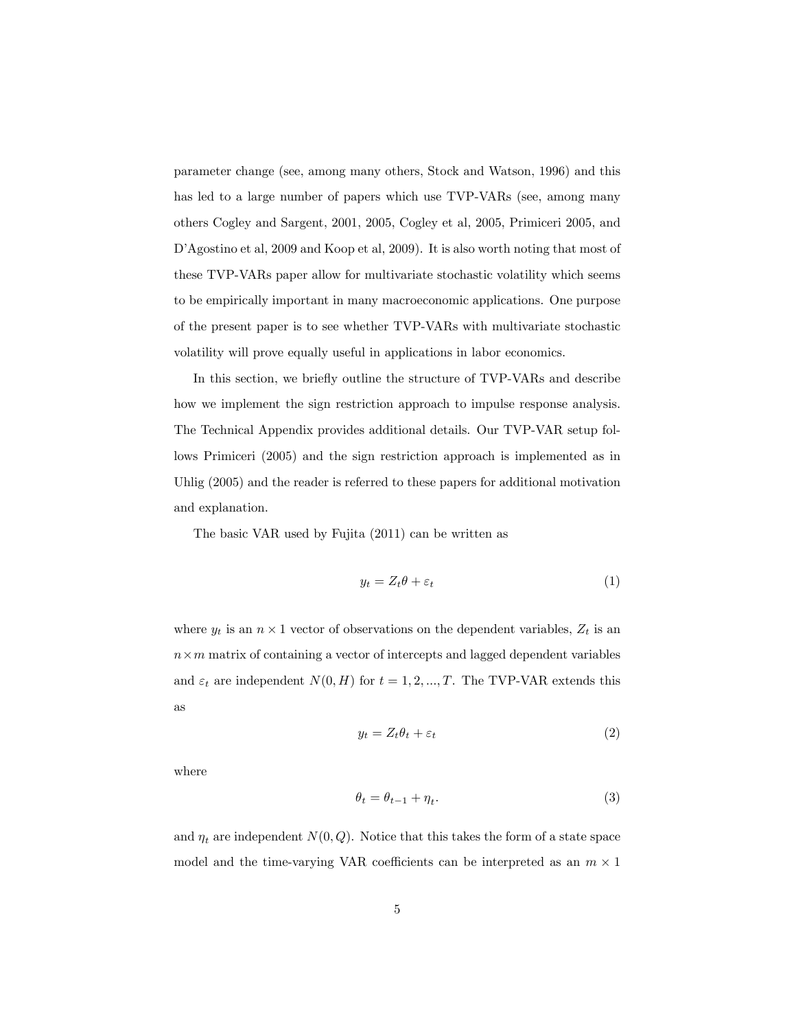parameter change (see, among many others, Stock and Watson, 1996) and this has led to a large number of papers which use TVP-VARs (see, among many others Cogley and Sargent, 2001, 2005, Cogley et al, 2005, Primiceri 2005, and D'Agostino et al, 2009 and Koop et al, 2009). It is also worth noting that most of these TVP-VARs paper allow for multivariate stochastic volatility which seems to be empirically important in many macroeconomic applications. One purpose of the present paper is to see whether TVP-VARs with multivariate stochastic volatility will prove equally useful in applications in labor economics.

In this section, we briefly outline the structure of TVP-VARs and describe how we implement the sign restriction approach to impulse response analysis. The Technical Appendix provides additional details. Our TVP-VAR setup follows Primiceri (2005) and the sign restriction approach is implemented as in Uhlig (2005) and the reader is referred to these papers for additional motivation and explanation.

The basic VAR used by Fujita (2011) can be written as

$$y_t = Z_t \theta + \varepsilon_t \tag{1}$$

where $y_t$ is an $n \times 1$ vector of observations on the dependent variables, $Z_t$ is an $n \times m$ matrix of containing a vector of intercepts and lagged dependent variables and $\varepsilon_t$ are independent $N(0, H)$ for $t = 1, 2, ..., T$. The TVP-VAR extends this as

$$y_t = Z_t \theta_t + \varepsilon_t \tag{2}$$

where

$$\theta_t = \theta_{t-1} + \eta_t. \tag{3}$$

and $\eta_t$ are independent $N(0, Q)$. Notice that this takes the form of a state space model and the time-varying VAR coefficients can be interpreted as an $m \times 1$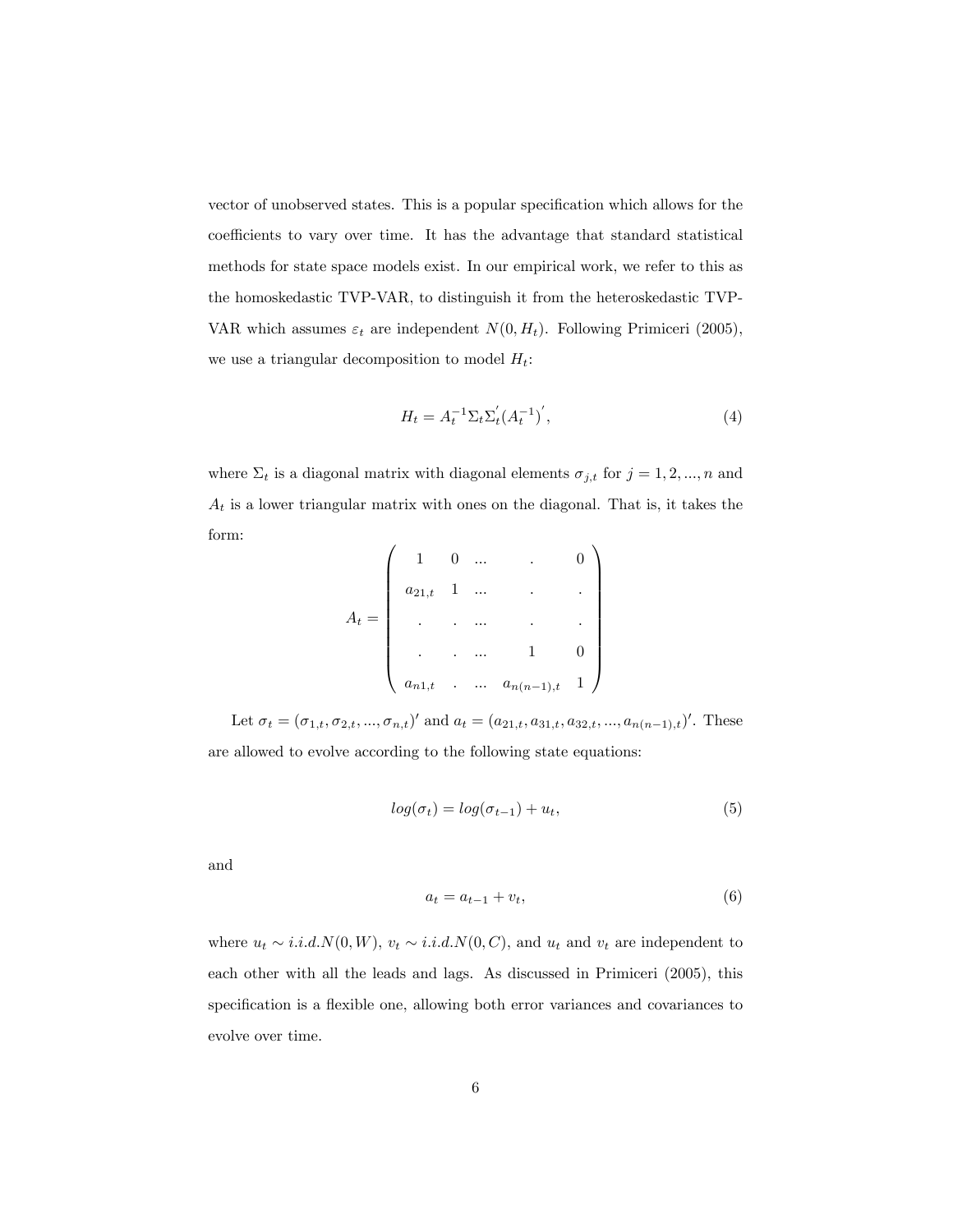vector of unobserved states. This is a popular specification which allows for the coefficients to vary over time. It has the advantage that standard statistical methods for state space models exist. In our empirical work, we refer to this as the homoskedastic TVP-VAR, to distinguish it from the heteroskedastic TVP-VAR which assumes $\varepsilon_t$ are independent $N(0, H_t)$. Following Primiceri (2005), we use a triangular decomposition to model $H_t$:

$$H_t = A_t^{-1} \Sigma_t \Sigma_t^{'} (A_t^{-1})^{'}, \tag{4}$$

where $\Sigma_t$ is a diagonal matrix with diagonal elements $\sigma_{j,t}$ for $j = 1, 2, ..., n$ and $A_t$ is a lower triangular matrix with ones on the diagonal. That is, it takes the form:

$$A_t = \begin{pmatrix} 1 & 0 & ... & . & 0 \\ a_{21,t} & 1 & ... & . & . \\ . & . & ... & . & . \\ . & . & ... & 1 & 0 \\ a_{n1,t} & . & ... & a_{n(n-1),t} & 1 \end{pmatrix}$$

Let $\sigma_t = (\sigma_{1,t}, \sigma_{2,t}, ..., \sigma_{n,t})'$ and $a_t = (a_{21,t}, a_{31,t}, a_{32,t}, ..., a_{n(n-1),t})'$. These are allowed to evolve according to the following state equations:

$$log(\sigma_t) = log(\sigma_{t-1}) + u_t, \tag{5}$$

and

$$a_t = a_{t-1} + v_t, \tag{6}$$

where $u_t \sim i.i.d.N(0, W)$, $v_t \sim i.i.d.N(0, C)$, and $u_t$ and $v_t$ are independent to each other with all the leads and lags. As discussed in Primiceri (2005), this specification is a flexible one, allowing both error variances and covariances to evolve over time.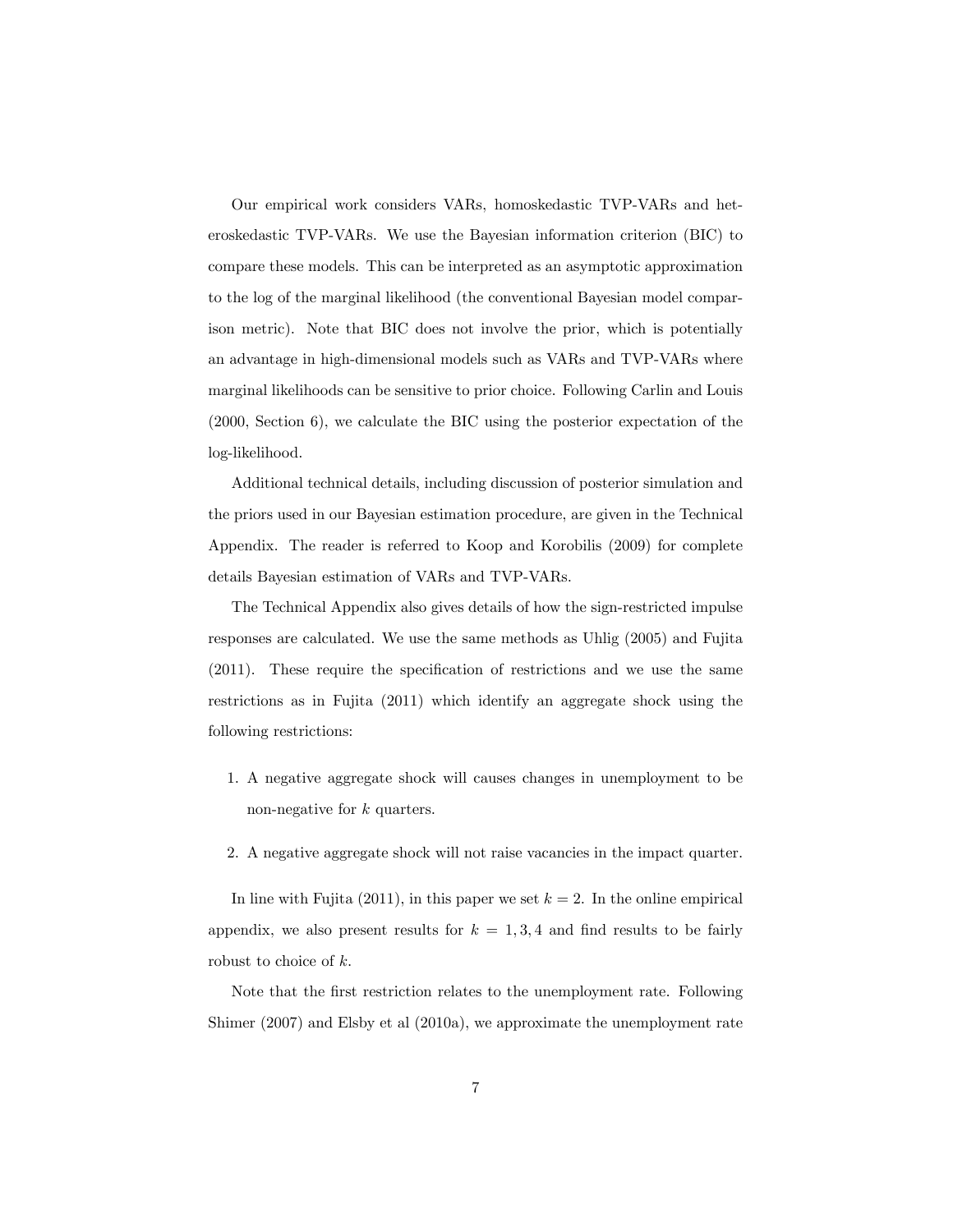Our empirical work considers VARs, homoskedastic TVP-VARs and heteroskedastic TVP-VARs. We use the Bayesian information criterion (BIC) to compare these models. This can be interpreted as an asymptotic approximation to the log of the marginal likelihood (the conventional Bayesian model comparison metric). Note that BIC does not involve the prior, which is potentially an advantage in high-dimensional models such as VARs and TVP-VARs where marginal likelihoods can be sensitive to prior choice. Following Carlin and Louis (2000, Section 6), we calculate the BIC using the posterior expectation of the log-likelihood.

Additional technical details, including discussion of posterior simulation and the priors used in our Bayesian estimation procedure, are given in the Technical Appendix. The reader is referred to Koop and Korobilis (2009) for complete details Bayesian estimation of VARs and TVP-VARs.

The Technical Appendix also gives details of how the sign-restricted impulse responses are calculated. We use the same methods as Uhlig (2005) and Fujita (2011). These require the specification of restrictions and we use the same restrictions as in Fujita (2011) which identify an aggregate shock using the following restrictions:

1. A negative aggregate shock will causes changes in unemployment to be non-negative for $k$ quarters.

2. A negative aggregate shock will not raise vacancies in the impact quarter.

In line with Fujita (2011), in this paper we set $k = 2$. In the online empirical appendix, we also present results for $k = 1, 3, 4$ and find results to be fairly robust to choice of $k$.

Note that the first restriction relates to the unemployment rate. Following Shimer (2007) and Elsby et al (2010a), we approximate the unemployment rate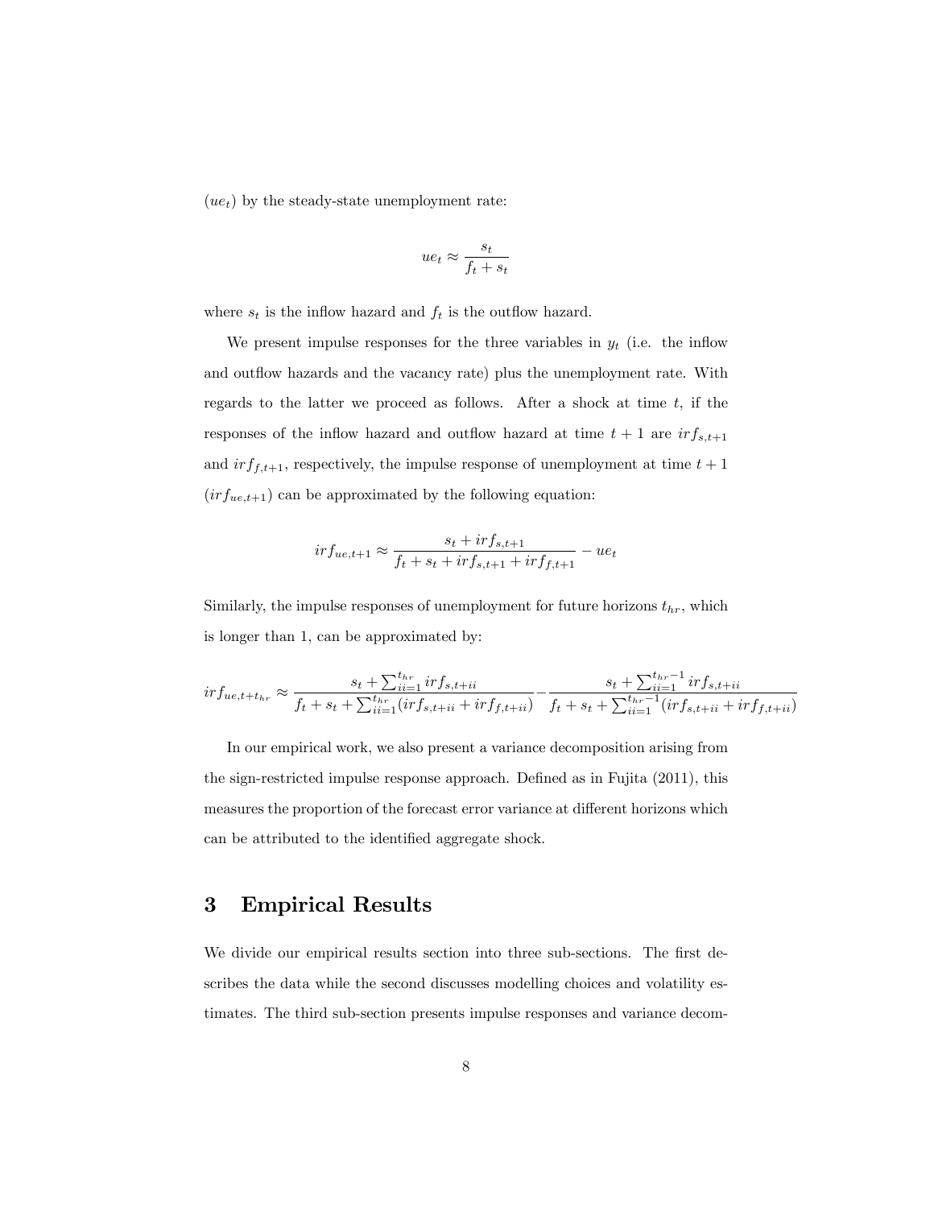($ue_t$) by the steady-state unemployment rate:

$$ue_t \approx \frac{s_t}{f_t + s_t}$$

where $s_t$ is the inflow hazard and $f_t$ is the outflow hazard.

We present impulse responses for the three variables in $y_t$ (i.e. the inflow and outflow hazards and the vacancy rate) plus the unemployment rate. With regards to the latter we proceed as follows. After a shock at time $t$, if the responses of the inflow hazard and outflow hazard at time $t+1$ are $irf_{s,t+1}$ and $irf_{f,t+1}$, respectively, the impulse response of unemployment at time $t+1$ ($irf_{ue,t+1}$) can be approximated by the following equation:

$$irf_{ue,t+1} \approx \frac{s_t + irf_{s,t+1}}{f_t + s_t + irf_{s,t+1} + irf_{f,t+1}} - ue_t$$

Similarly, the impulse responses of unemployment for future horizons $t_{hr}$, which is longer than 1, can be approximated by:

$$irf_{ue,t+t_{hr}} \approx \frac{s_t + \sum_{ii=1}^{t_{hr}} irf_{s,t+ii}}{f_t + s_t + \sum_{ii=1}^{t_{hr}}(irf_{s,t+ii} + irf_{f,t+ii})} - \frac{s_t + \sum_{ii=1}^{t_{hr}-1} irf_{s,t+ii}}{f_t + s_t + \sum_{ii=1}^{t_{hr}-1}(irf_{s,t+ii} + irf_{f,t+ii})}$$

In our empirical work, we also present a variance decomposition arising from the sign-restricted impulse response approach. Defined as in Fujita (2011), this measures the proportion of the forecast error variance at different horizons which can be attributed to the identified aggregate shock.

## 3 Empirical Results

We divide our empirical results section into three sub-sections. The first describes the data while the second discusses modelling choices and volatility estimates. The third sub-section presents impulse responses and variance decom-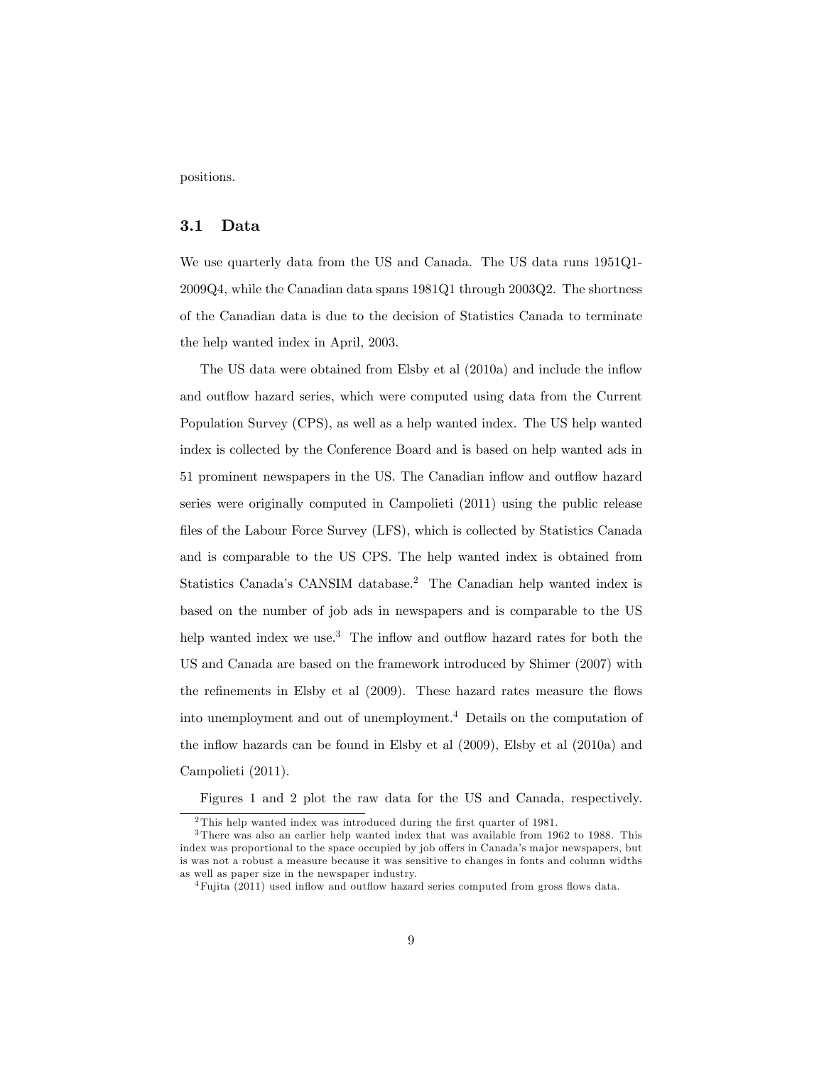positions.

### 3.1 Data

We use quarterly data from the US and Canada. The US data runs 1951Q1-2009Q4, while the Canadian data spans 1981Q1 through 2003Q2. The shortness of the Canadian data is due to the decision of Statistics Canada to terminate the help wanted index in April, 2003.

The US data were obtained from Elsby et al (2010a) and include the inflow and outflow hazard series, which were computed using data from the Current Population Survey (CPS), as well as a help wanted index. The US help wanted index is collected by the Conference Board and is based on help wanted ads in 51 prominent newspapers in the US. The Canadian inflow and outflow hazard series were originally computed in Campolieti (2011) using the public release files of the Labour Force Survey (LFS), which is collected by Statistics Canada and is comparable to the US CPS. The help wanted index is obtained from Statistics Canada's CANSIM database.[2] The Canadian help wanted index is based on the number of job ads in newspapers and is comparable to the US help wanted index we use.[3] The inflow and outflow hazard rates for both the US and Canada are based on the framework introduced by Shimer (2007) with the refinements in Elsby et al (2009). These hazard rates measure the flows into unemployment and out of unemployment.[4] Details on the computation of the inflow hazards can be found in Elsby et al (2009), Elsby et al (2010a) and Campolieti (2011).

Figures 1 and 2 plot the raw data for the US and Canada, respectively.

[2] This help wanted index was introduced during the first quarter of 1981.

[3] There was also an earlier help wanted index that was available from 1962 to 1988. This index was proportional to the space occupied by job offers in Canada's major newspapers, but is was not a robust a measure because it was sensitive to changes in fonts and column widths as well as paper size in the newspaper industry.

[4] Fujita (2011) used inflow and outflow hazard series computed from gross flows data.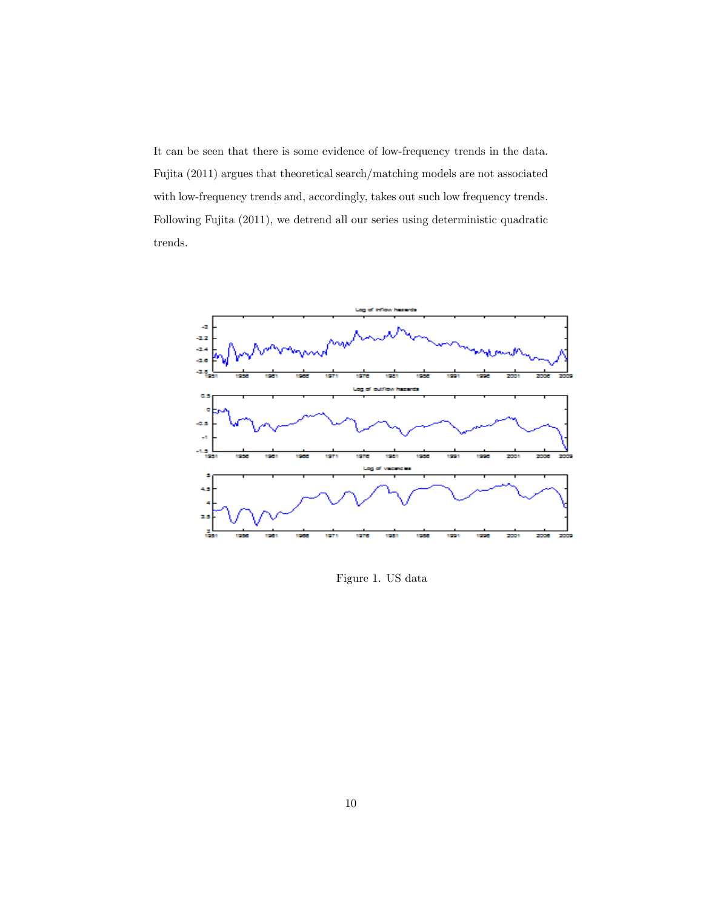It can be seen that there is some evidence of low-frequency trends in the data. Fujita (2011) argues that theoretical search/matching models are not associated with low-frequency trends and, accordingly, takes out such low frequency trends. Following Fujita (2011), we detrend all our series using deterministic quadratic trends.

Figure 1. US data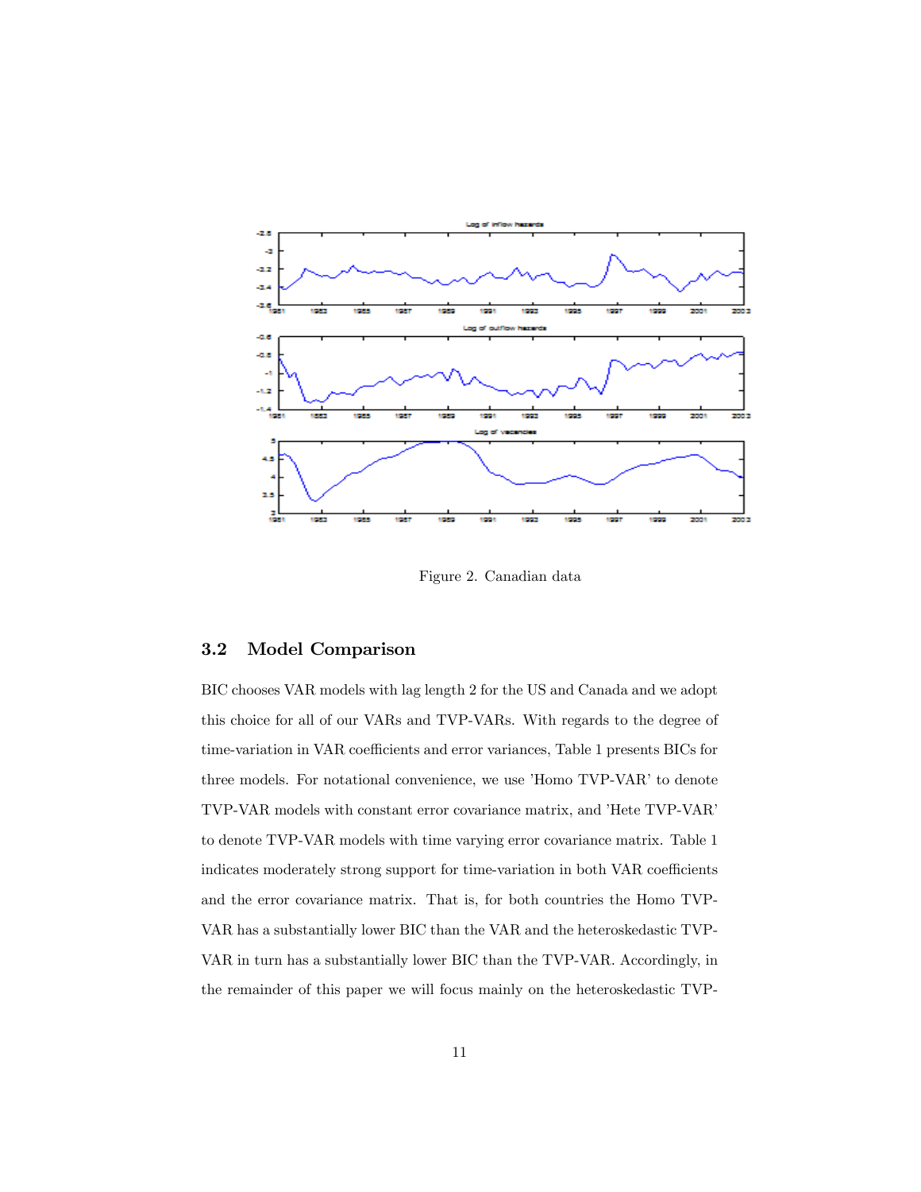Figure 2. Canadian data

## 3.2 Model Comparison

BIC chooses VAR models with lag length 2 for the US and Canada and we adopt this choice for all of our VARs and TVP-VARs. With regards to the degree of time-variation in VAR coefficients and error variances, Table 1 presents BICs for three models. For notational convenience, we use 'Homo TVP-VAR' to denote TVP-VAR models with constant error covariance matrix, and 'Hete TVP-VAR' to denote TVP-VAR models with time varying error covariance matrix. Table 1 indicates moderately strong support for time-variation in both VAR coefficients and the error covariance matrix. That is, for both countries the Homo TVP-VAR has a substantially lower BIC than the VAR and the heteroskedastic TVP-VAR in turn has a substantially lower BIC than the TVP-VAR. Accordingly, in the remainder of this paper we will focus mainly on the heteroskedastic TVP-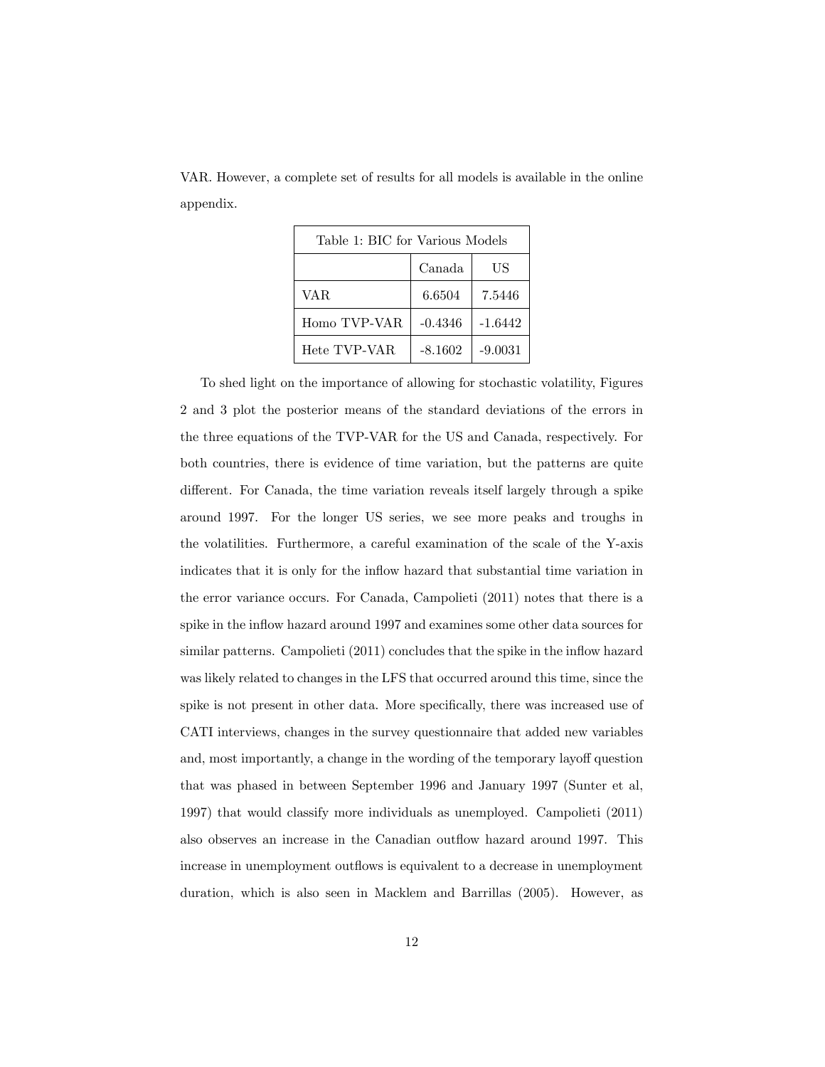VAR. However, a complete set of results for all models is available in the online appendix.

Table 1: BIC for Various Models

| | Canada | US |
|---|---|---|
| VAR | 6.6504 | 7.5446 |
| Homo TVP-VAR | -0.4346 | -1.6442 |
| Hete TVP-VAR | -8.1602 | -9.0031 |

To shed light on the importance of allowing for stochastic volatility, Figures 2 and 3 plot the posterior means of the standard deviations of the errors in the three equations of the TVP-VAR for the US and Canada, respectively. For both countries, there is evidence of time variation, but the patterns are quite different. For Canada, the time variation reveals itself largely through a spike around 1997. For the longer US series, we see more peaks and troughs in the volatilities. Furthermore, a careful examination of the scale of the Y-axis indicates that it is only for the inflow hazard that substantial time variation in the error variance occurs. For Canada, Campolieti (2011) notes that there is a spike in the inflow hazard around 1997 and examines some other data sources for similar patterns. Campolieti (2011) concludes that the spike in the inflow hazard was likely related to changes in the LFS that occurred around this time, since the spike is not present in other data. More specifically, there was increased use of CATI interviews, changes in the survey questionnaire that added new variables and, most importantly, a change in the wording of the temporary layoff question that was phased in between September 1996 and January 1997 (Sunter et al, 1997) that would classify more individuals as unemployed. Campolieti (2011) also observes an increase in the Canadian outflow hazard around 1997. This increase in unemployment outflows is equivalent to a decrease in unemployment duration, which is also seen in Macklem and Barrillas (2005). However, as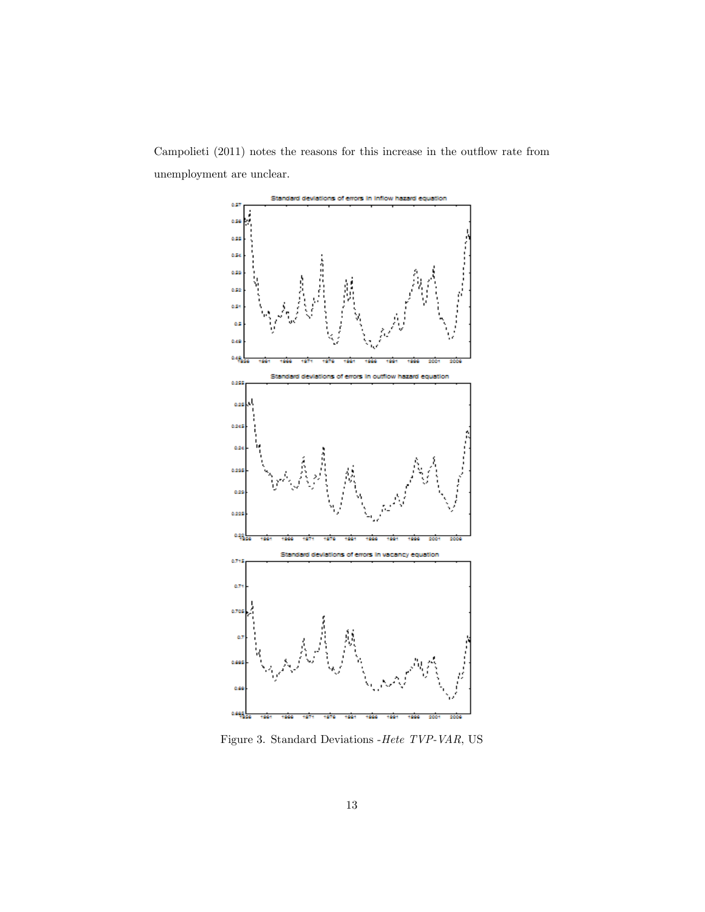Campolieti (2011) notes the reasons for this increase in the outflow rate from unemployment are unclear.

Figure 3. Standard Deviations -*Hete TVP-VAR*, US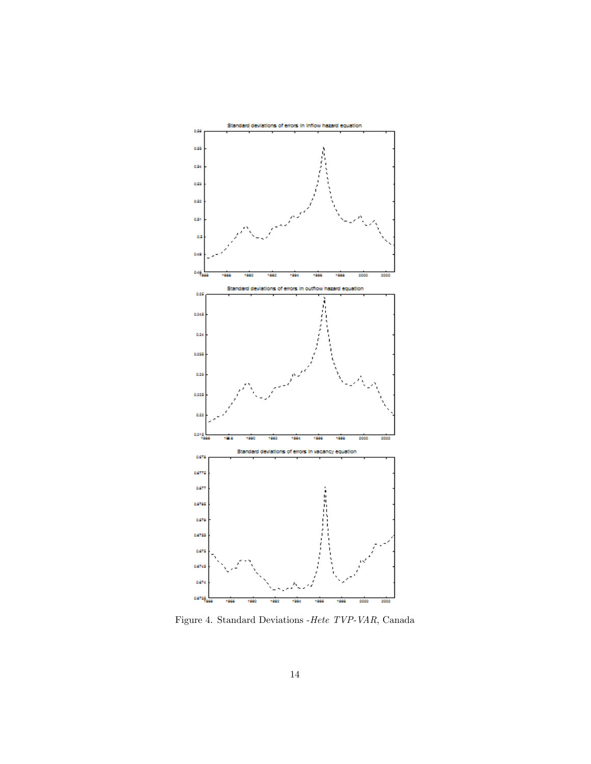Figure 4. Standard Deviations -*Hete TVP-VAR*, Canada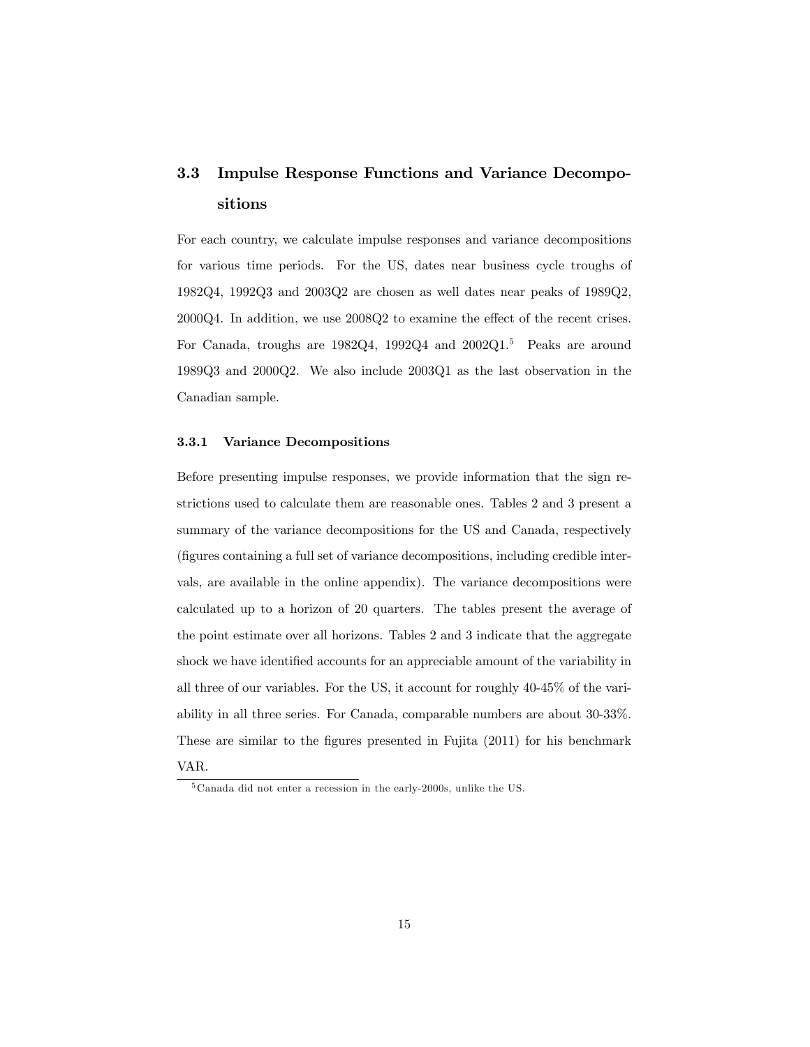## 3.3 Impulse Response Functions and Variance Decompositions

For each country, we calculate impulse responses and variance decompositions for various time periods. For the US, dates near business cycle troughs of 1982Q4, 1992Q3 and 2003Q2 are chosen as well dates near peaks of 1989Q2, 2000Q4. In addition, we use 2008Q2 to examine the effect of the recent crises. For Canada, troughs are 1982Q4, 1992Q4 and 2002Q1.[5] Peaks are around 1989Q3 and 2000Q2. We also include 2003Q1 as the last observation in the Canadian sample.

### 3.3.1 Variance Decompositions

Before presenting impulse responses, we provide information that the sign restrictions used to calculate them are reasonable ones. Tables 2 and 3 present a summary of the variance decompositions for the US and Canada, respectively (figures containing a full set of variance decompositions, including credible intervals, are available in the online appendix). The variance decompositions were calculated up to a horizon of 20 quarters. The tables present the average of the point estimate over all horizons. Tables 2 and 3 indicate that the aggregate shock we have identified accounts for an appreciable amount of the variability in all three of our variables. For the US, it account for roughly 40-45% of the variability in all three series. For Canada, comparable numbers are about 30-33%. These are similar to the figures presented in Fujita (2011) for his benchmark VAR.

[5] Canada did not enter a recession in the early-2000s, unlike the US.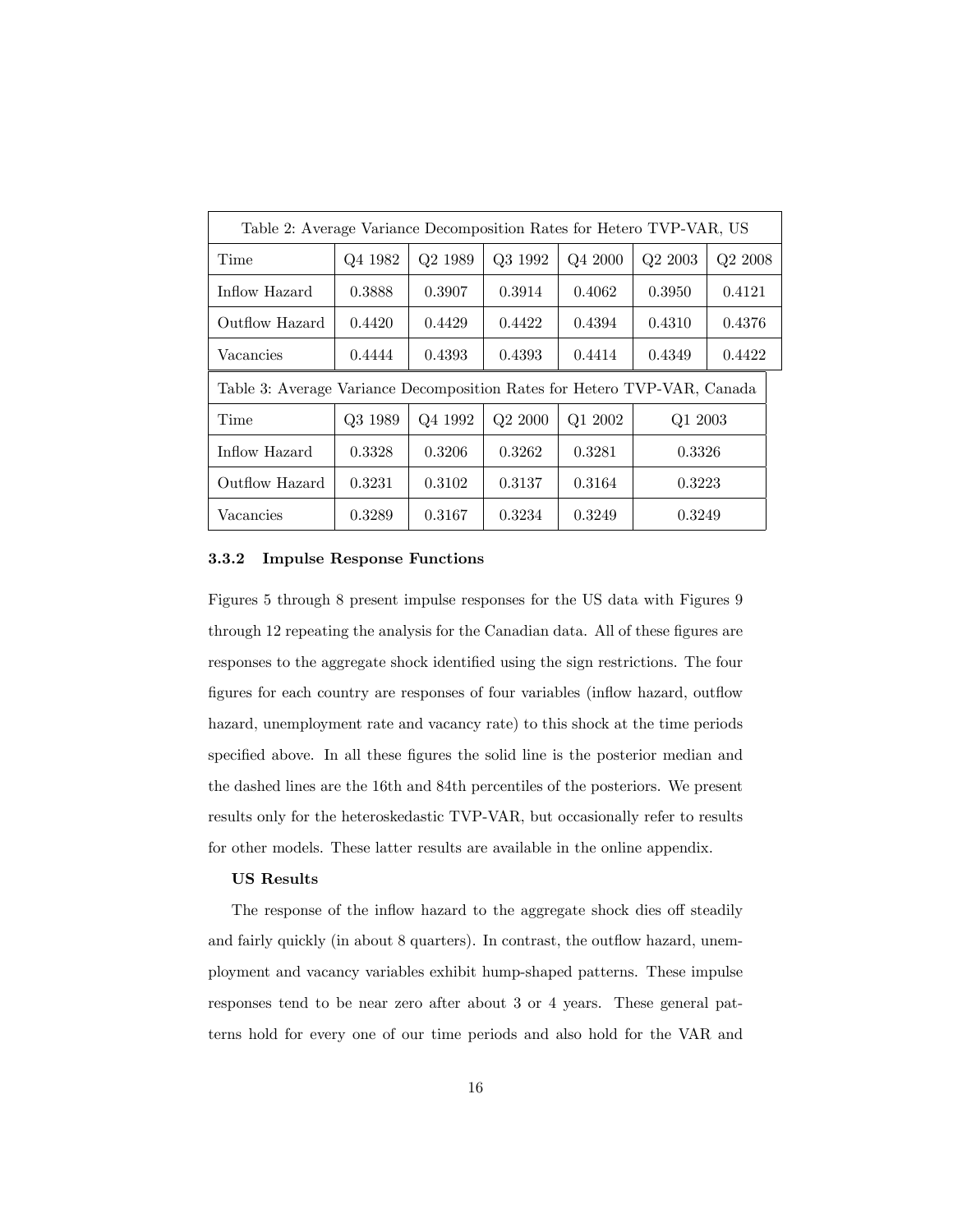Table 2: Average Variance Decomposition Rates for Hetero TVP-VAR, US

| Time | Q4 1982 | Q2 1989 | Q3 1992 | Q4 2000 | Q2 2003 | Q2 2008 |
|---|---|---|---|---|---|---|
| Inflow Hazard | 0.3888 | 0.3907 | 0.3914 | 0.4062 | 0.3950 | 0.4121 |
| Outflow Hazard | 0.4420 | 0.4429 | 0.4422 | 0.4394 | 0.4310 | 0.4376 |
| Vacancies | 0.4444 | 0.4393 | 0.4393 | 0.4414 | 0.4349 | 0.4422 |

Table 3: Average Variance Decomposition Rates for Hetero TVP-VAR, Canada

| Time | Q3 1989 | Q4 1992 | Q2 2000 | Q1 2002 | Q1 2003 |
|---|---|---|---|---|---|
| Inflow Hazard | 0.3328 | 0.3206 | 0.3262 | 0.3281 | 0.3326 |
| Outflow Hazard | 0.3231 | 0.3102 | 0.3137 | 0.3164 | 0.3223 |
| Vacancies | 0.3289 | 0.3167 | 0.3234 | 0.3249 | 0.3249 |

#### 3.3.2 Impulse Response Functions

Figures 5 through 8 present impulse responses for the US data with Figures 9 through 12 repeating the analysis for the Canadian data. All of these figures are responses to the aggregate shock identified using the sign restrictions. The four figures for each country are responses of four variables (inflow hazard, outflow hazard, unemployment rate and vacancy rate) to this shock at the time periods specified above. In all these figures the solid line is the posterior median and the dashed lines are the 16th and 84th percentiles of the posteriors. We present results only for the heteroskedastic TVP-VAR, but occasionally refer to results for other models. These latter results are available in the online appendix.

**US Results**

The response of the inflow hazard to the aggregate shock dies off steadily and fairly quickly (in about 8 quarters). In contrast, the outflow hazard, unemployment and vacancy variables exhibit hump-shaped patterns. These impulse responses tend to be near zero after about 3 or 4 years. These general patterns hold for every one of our time periods and also hold for the VAR and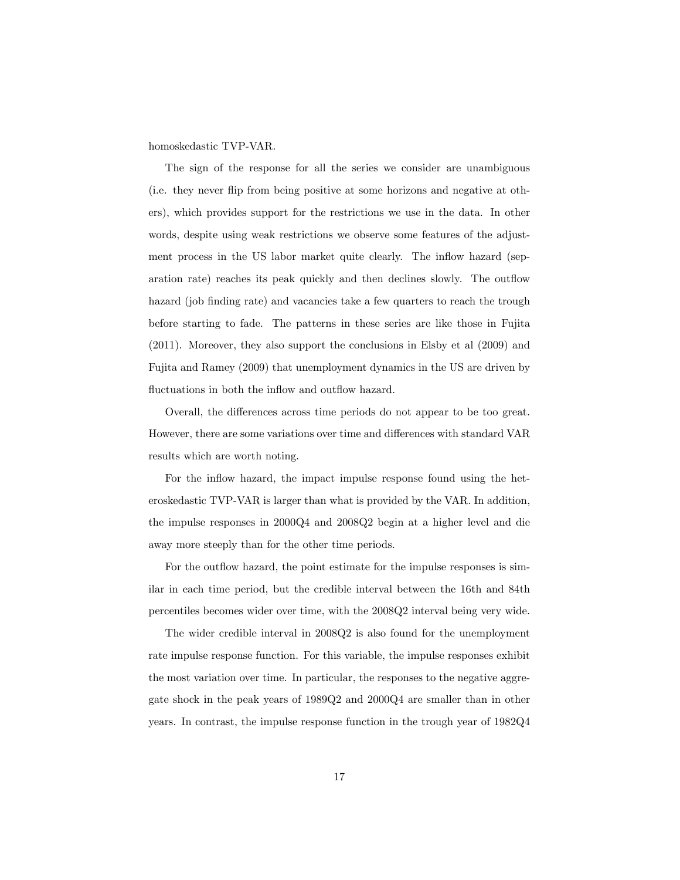homoskedastic TVP-VAR.

The sign of the response for all the series we consider are unambiguous (i.e. they never flip from being positive at some horizons and negative at others), which provides support for the restrictions we use in the data. In other words, despite using weak restrictions we observe some features of the adjustment process in the US labor market quite clearly. The inflow hazard (separation rate) reaches its peak quickly and then declines slowly. The outflow hazard (job finding rate) and vacancies take a few quarters to reach the trough before starting to fade. The patterns in these series are like those in Fujita (2011). Moreover, they also support the conclusions in Elsby et al (2009) and Fujita and Ramey (2009) that unemployment dynamics in the US are driven by fluctuations in both the inflow and outflow hazard.

Overall, the differences across time periods do not appear to be too great. However, there are some variations over time and differences with standard VAR results which are worth noting.

For the inflow hazard, the impact impulse response found using the heteroskedastic TVP-VAR is larger than what is provided by the VAR. In addition, the impulse responses in 2000Q4 and 2008Q2 begin at a higher level and die away more steeply than for the other time periods.

For the outflow hazard, the point estimate for the impulse responses is similar in each time period, but the credible interval between the 16th and 84th percentiles becomes wider over time, with the 2008Q2 interval being very wide.

The wider credible interval in 2008Q2 is also found for the unemployment rate impulse response function. For this variable, the impulse responses exhibit the most variation over time. In particular, the responses to the negative aggregate shock in the peak years of 1989Q2 and 2000Q4 are smaller than in other years. In contrast, the impulse response function in the trough year of 1982Q4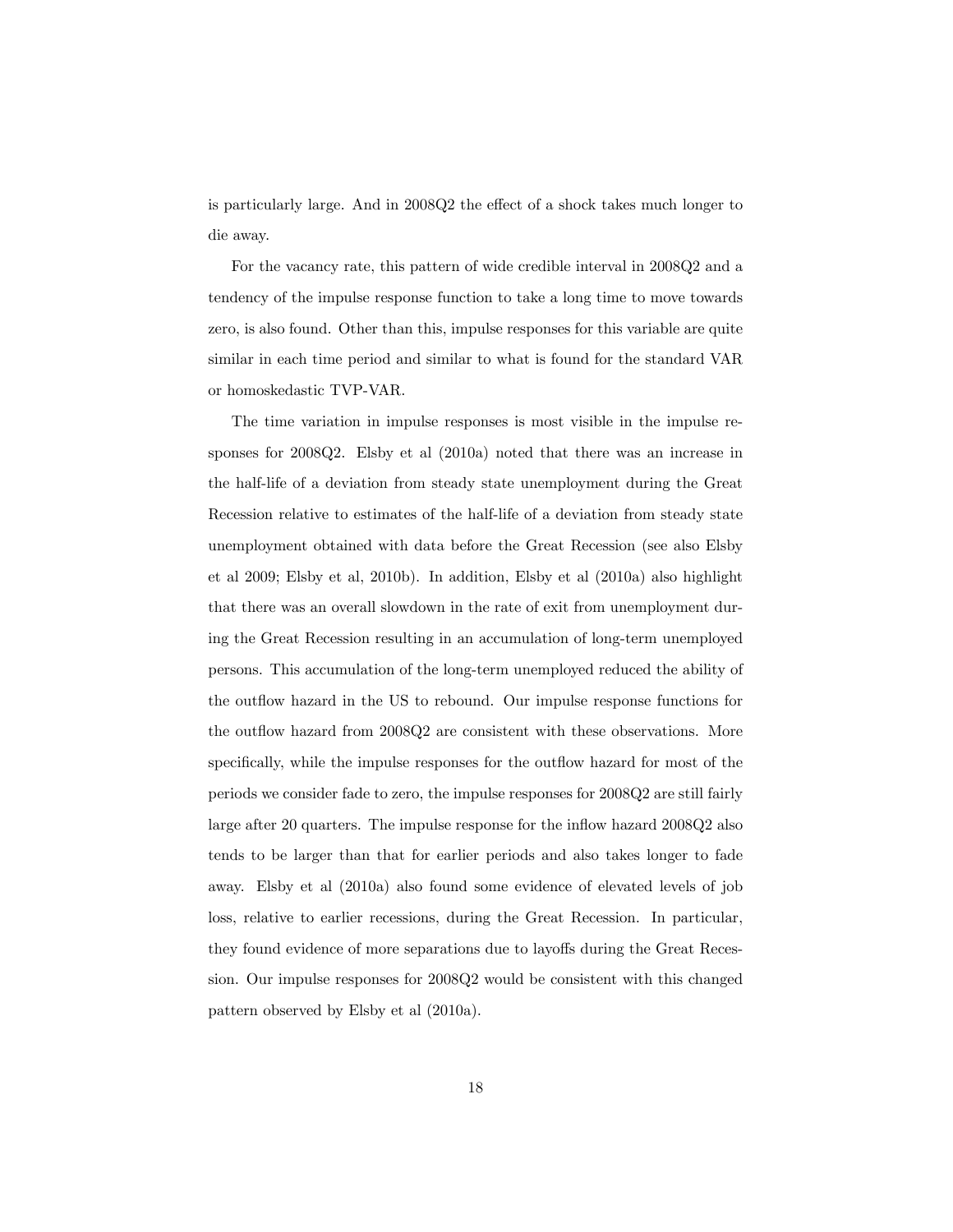is particularly large. And in 2008Q2 the effect of a shock takes much longer to die away.

For the vacancy rate, this pattern of wide credible interval in 2008Q2 and a tendency of the impulse response function to take a long time to move towards zero, is also found. Other than this, impulse responses for this variable are quite similar in each time period and similar to what is found for the standard VAR or homoskedastic TVP-VAR.

The time variation in impulse responses is most visible in the impulse responses for 2008Q2. Elsby et al (2010a) noted that there was an increase in the half-life of a deviation from steady state unemployment during the Great Recession relative to estimates of the half-life of a deviation from steady state unemployment obtained with data before the Great Recession (see also Elsby et al 2009; Elsby et al, 2010b). In addition, Elsby et al (2010a) also highlight that there was an overall slowdown in the rate of exit from unemployment during the Great Recession resulting in an accumulation of long-term unemployed persons. This accumulation of the long-term unemployed reduced the ability of the outflow hazard in the US to rebound. Our impulse response functions for the outflow hazard from 2008Q2 are consistent with these observations. More specifically, while the impulse responses for the outflow hazard for most of the periods we consider fade to zero, the impulse responses for 2008Q2 are still fairly large after 20 quarters. The impulse response for the inflow hazard 2008Q2 also tends to be larger than that for earlier periods and also takes longer to fade away. Elsby et al (2010a) also found some evidence of elevated levels of job loss, relative to earlier recessions, during the Great Recession. In particular, they found evidence of more separations due to layoffs during the Great Recession. Our impulse responses for 2008Q2 would be consistent with this changed pattern observed by Elsby et al (2010a).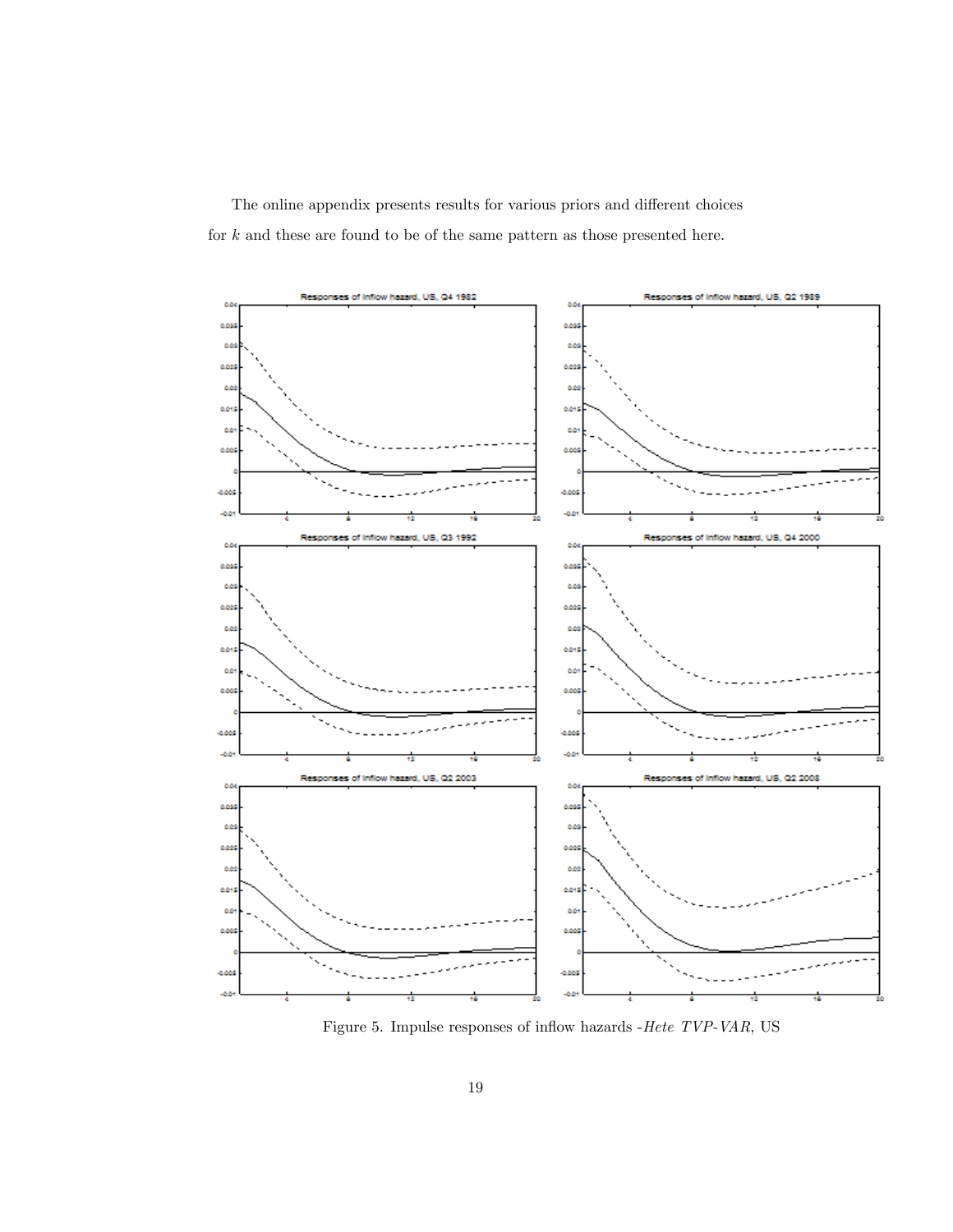The online appendix presents results for various priors and different choices for $k$ and these are found to be of the same pattern as those presented here.

Figure 5. Impulse responses of inflow hazards -*Hete TVP-VAR*, US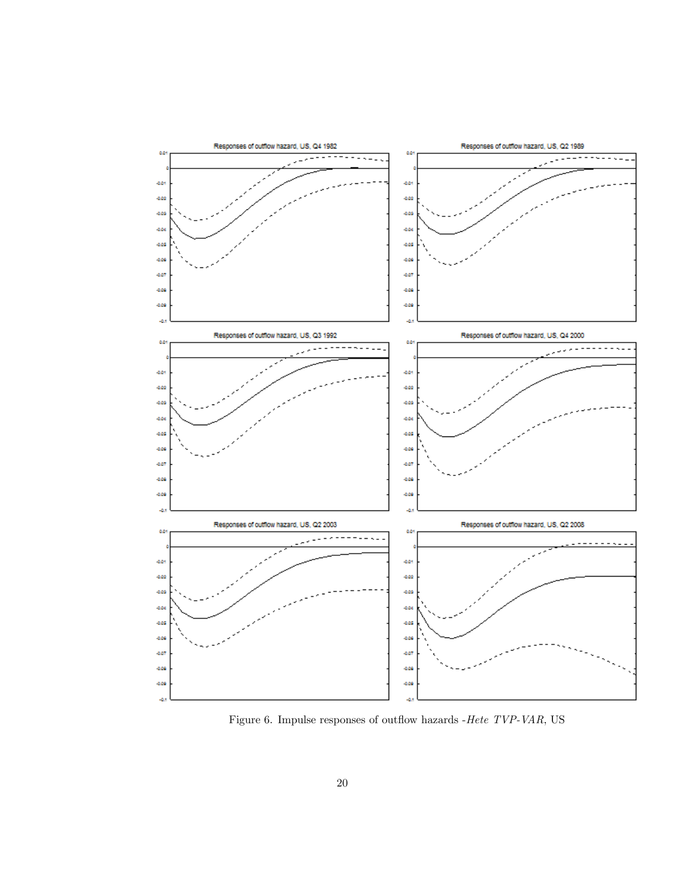Figure 6. Impulse responses of outflow hazards -*Hete TVP-VAR*, US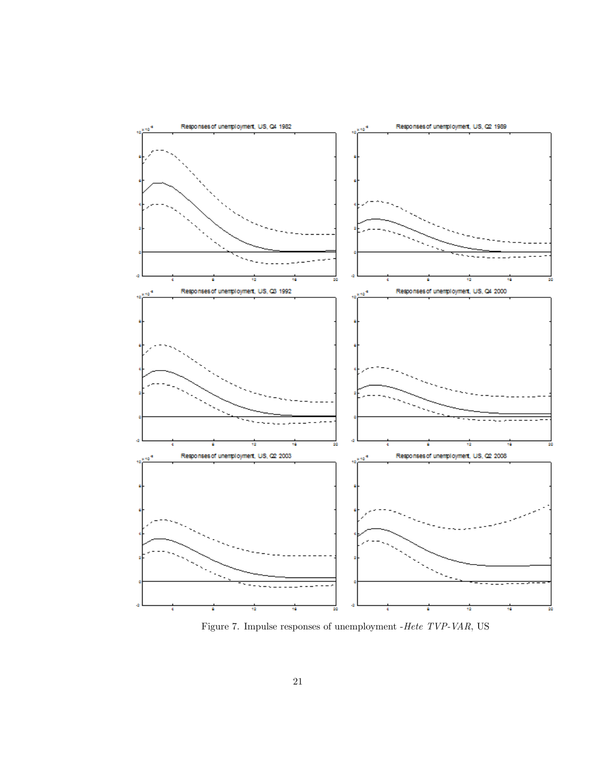Figure 7. Impulse responses of unemployment -*Hete TVP-VAR*, US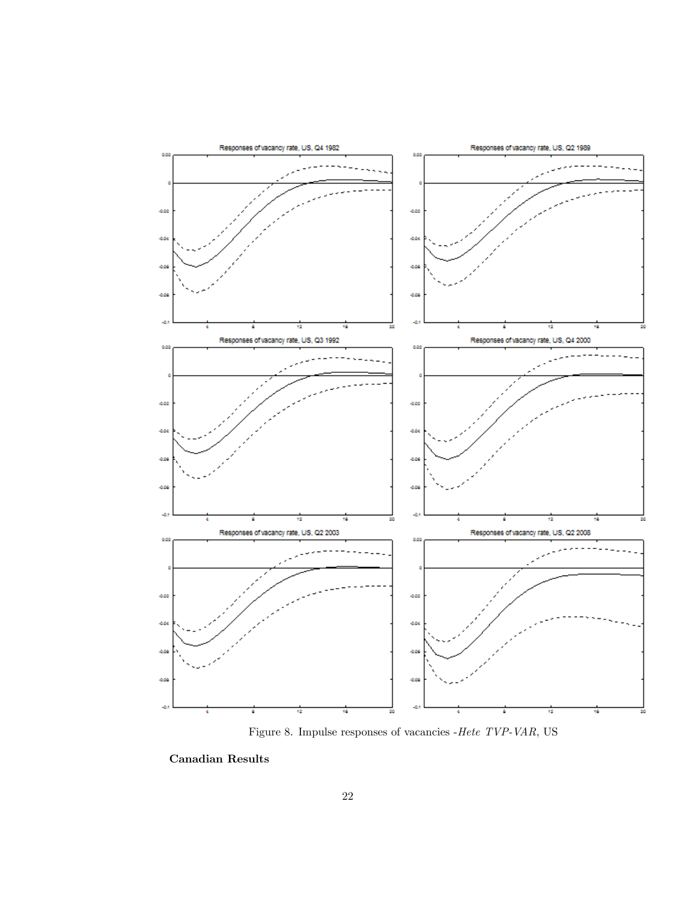Figure 8. Impulse responses of vacancies -*Hete TVP-VAR*, US

**Canadian Results**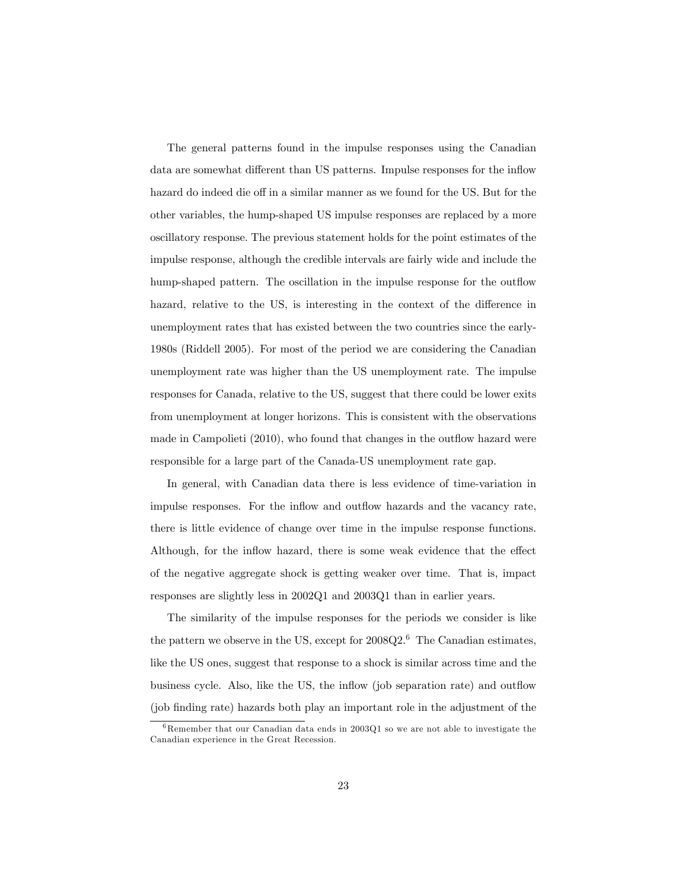The general patterns found in the impulse responses using the Canadian data are somewhat different than US patterns. Impulse responses for the inflow hazard do indeed die off in a similar manner as we found for the US. But for the other variables, the hump-shaped US impulse responses are replaced by a more oscillatory response. The previous statement holds for the point estimates of the impulse response, although the credible intervals are fairly wide and include the hump-shaped pattern. The oscillation in the impulse response for the outflow hazard, relative to the US, is interesting in the context of the difference in unemployment rates that has existed between the two countries since the early-1980s (Riddell 2005). For most of the period we are considering the Canadian unemployment rate was higher than the US unemployment rate. The impulse responses for Canada, relative to the US, suggest that there could be lower exits from unemployment at longer horizons. This is consistent with the observations made in Campolieti (2010), who found that changes in the outflow hazard were responsible for a large part of the Canada-US unemployment rate gap.

In general, with Canadian data there is less evidence of time-variation in impulse responses. For the inflow and outflow hazards and the vacancy rate, there is little evidence of change over time in the impulse response functions. Although, for the inflow hazard, there is some weak evidence that the effect of the negative aggregate shock is getting weaker over time. That is, impact responses are slightly less in 2002Q1 and 2003Q1 than in earlier years.

The similarity of the impulse responses for the periods we consider is like the pattern we observe in the US, except for 2008Q2.[6] The Canadian estimates, like the US ones, suggest that response to a shock is similar across time and the business cycle. Also, like the US, the inflow (job separation rate) and outflow (job finding rate) hazards both play an important role in the adjustment of the

[6] Remember that our Canadian data ends in 2003Q1 so we are not able to investigate the Canadian experience in the Great Recession.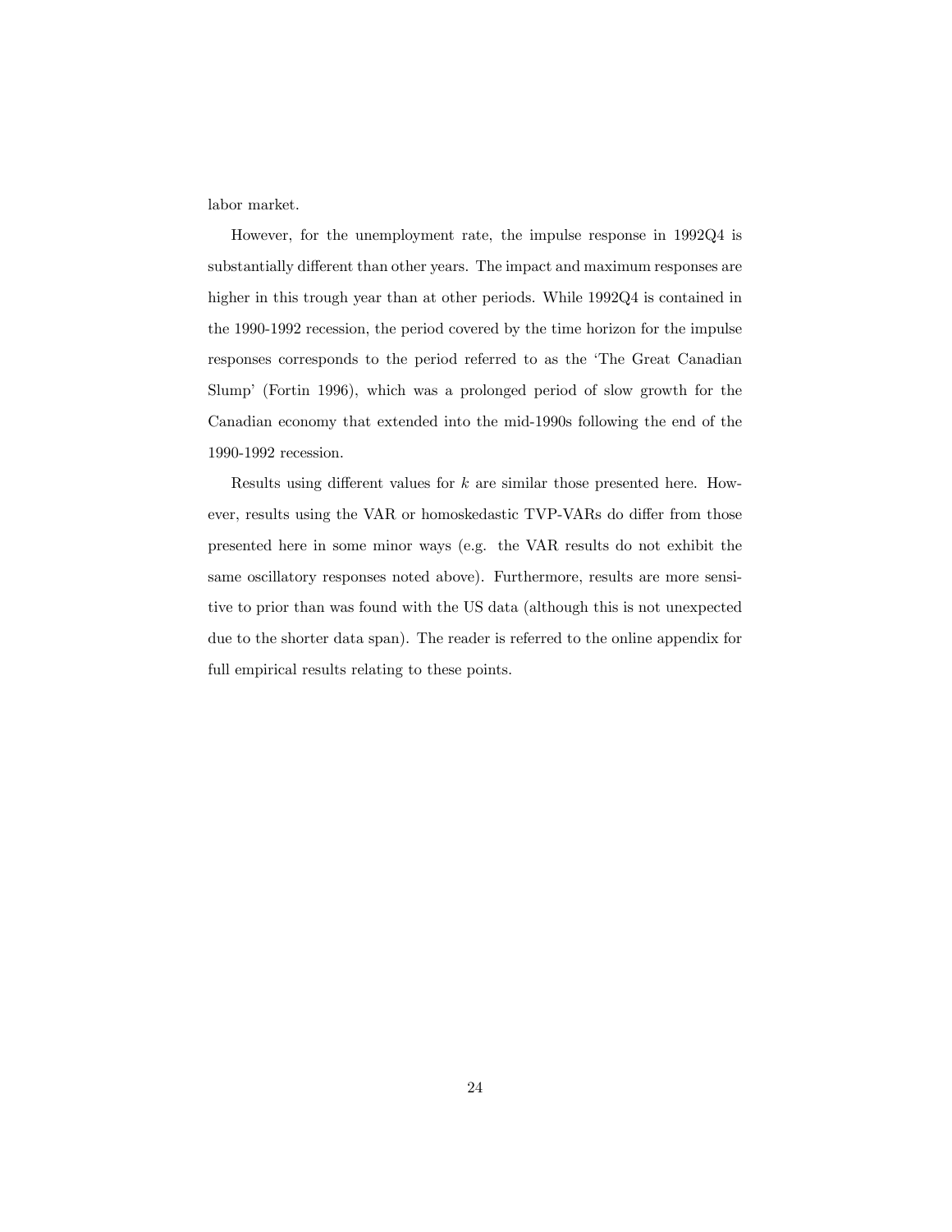labor market.

However, for the unemployment rate, the impulse response in 1992Q4 is substantially different than other years. The impact and maximum responses are higher in this trough year than at other periods. While 1992Q4 is contained in the 1990-1992 recession, the period covered by the time horizon for the impulse responses corresponds to the period referred to as the 'The Great Canadian Slump' (Fortin 1996), which was a prolonged period of slow growth for the Canadian economy that extended into the mid-1990s following the end of the 1990-1992 recession.

Results using different values for $k$ are similar those presented here. However, results using the VAR or homoskedastic TVP-VARs do differ from those presented here in some minor ways (e.g. the VAR results do not exhibit the same oscillatory responses noted above). Furthermore, results are more sensitive to prior than was found with the US data (although this is not unexpected due to the shorter data span). The reader is referred to the online appendix for full empirical results relating to these points.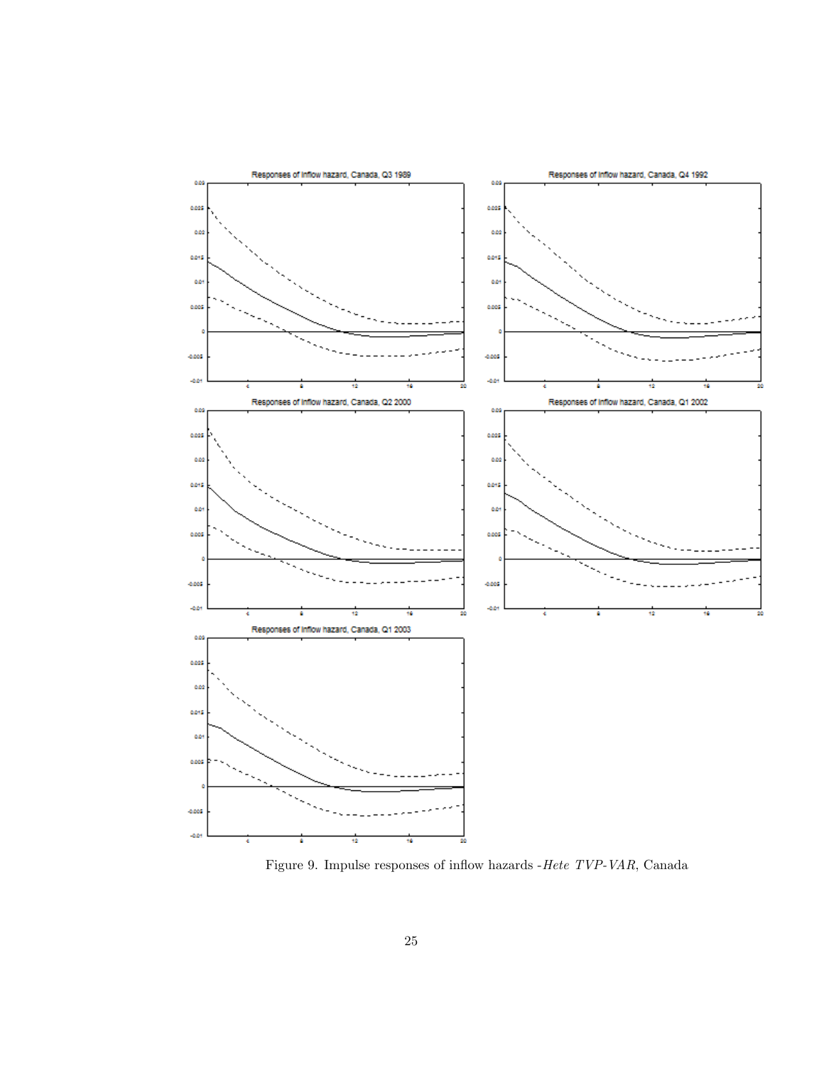Figure 9. Impulse responses of inflow hazards -*Hete TVP-VAR*, Canada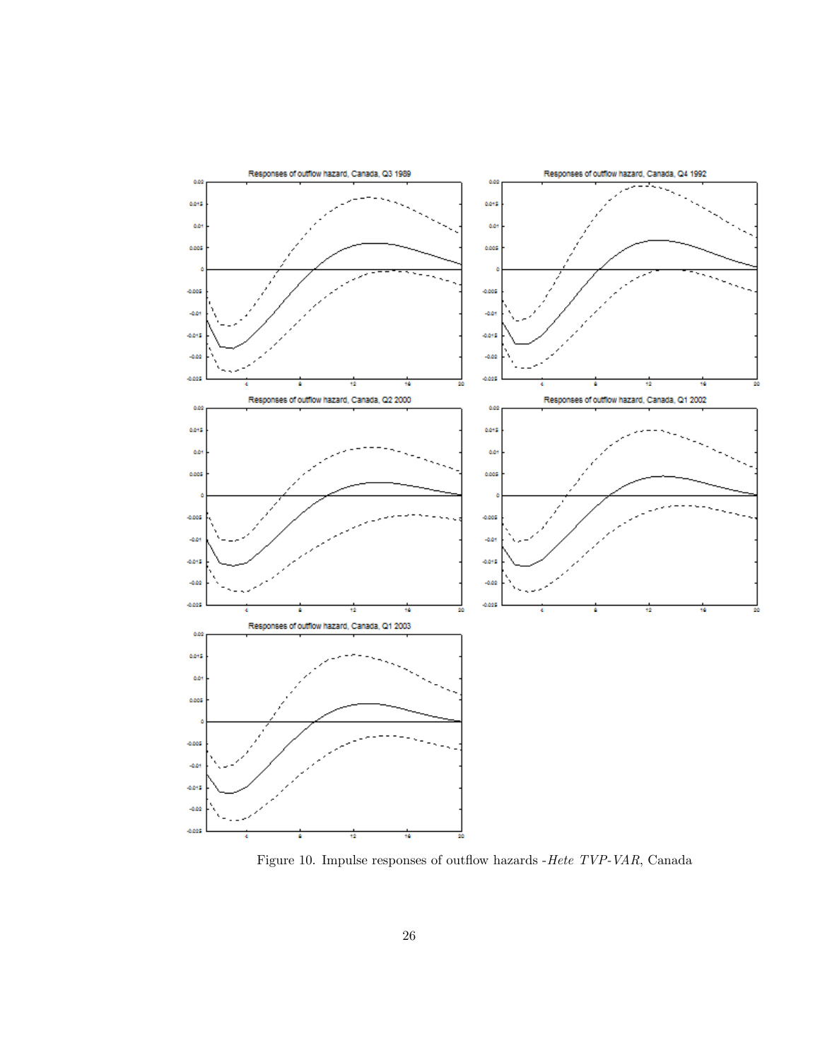Figure 10. Impulse responses of outflow hazards -*Hete TVP-VAR*, Canada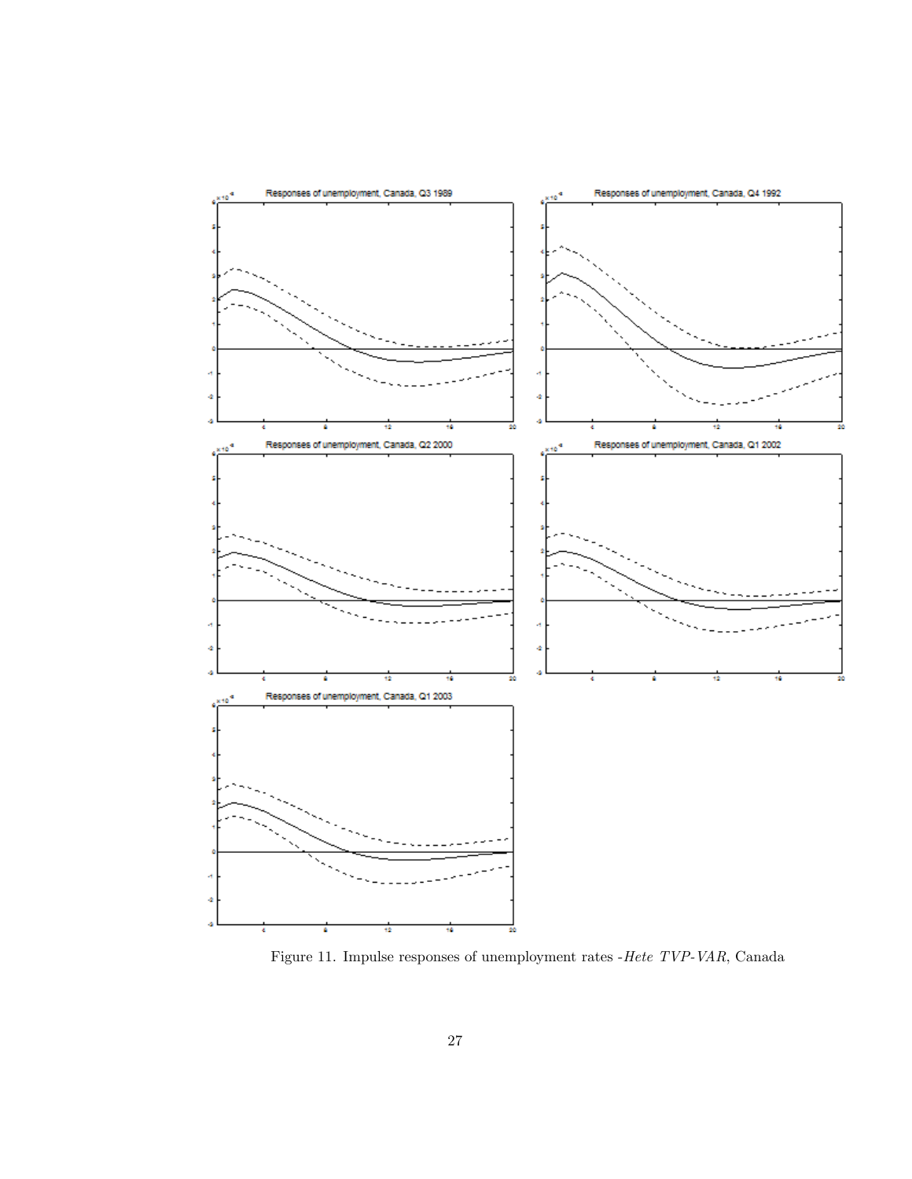Figure 11. Impulse responses of unemployment rates -*Hete TVP-VAR*, Canada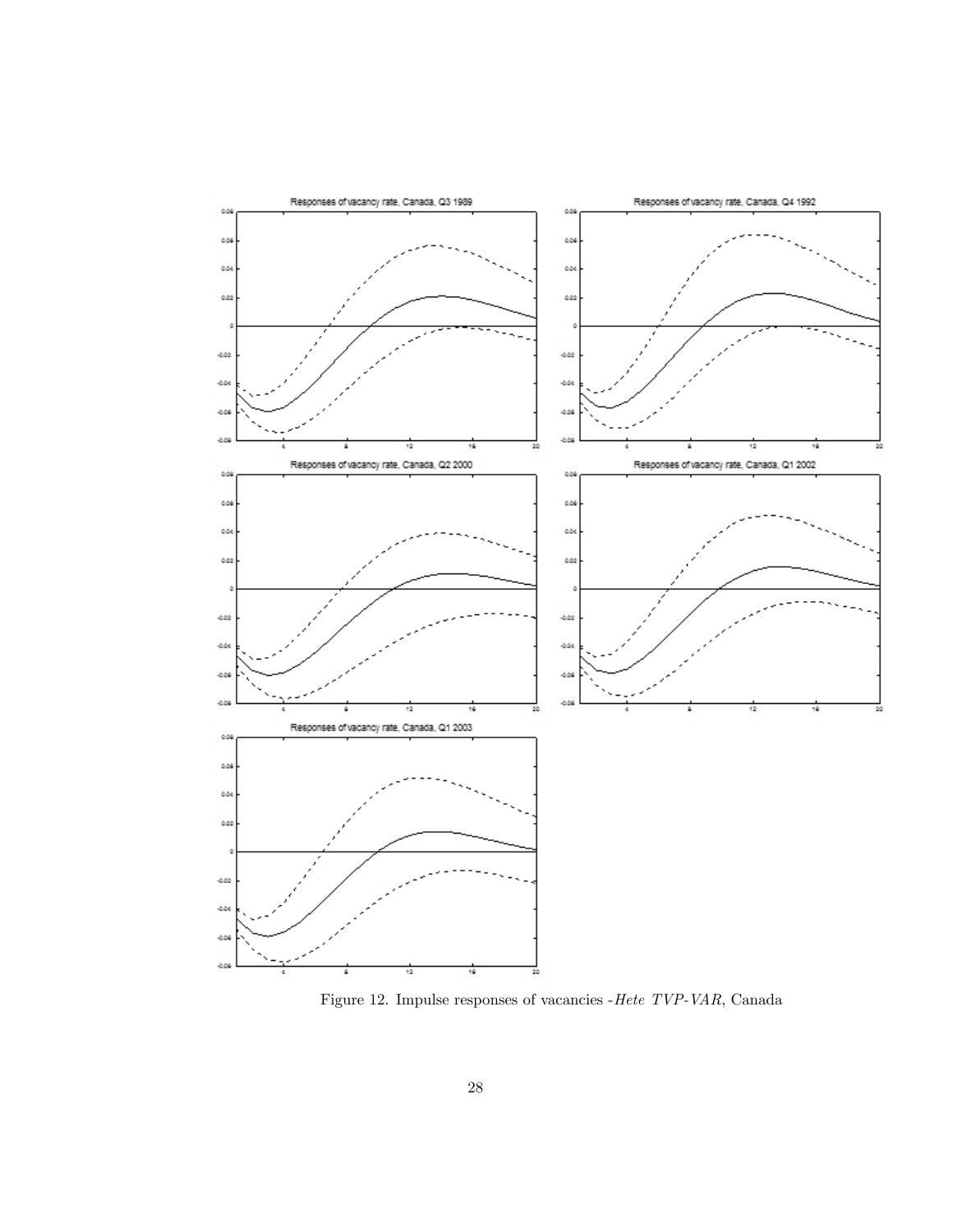Figure 12. Impulse responses of vacancies -*Hete TVP-VAR*, Canada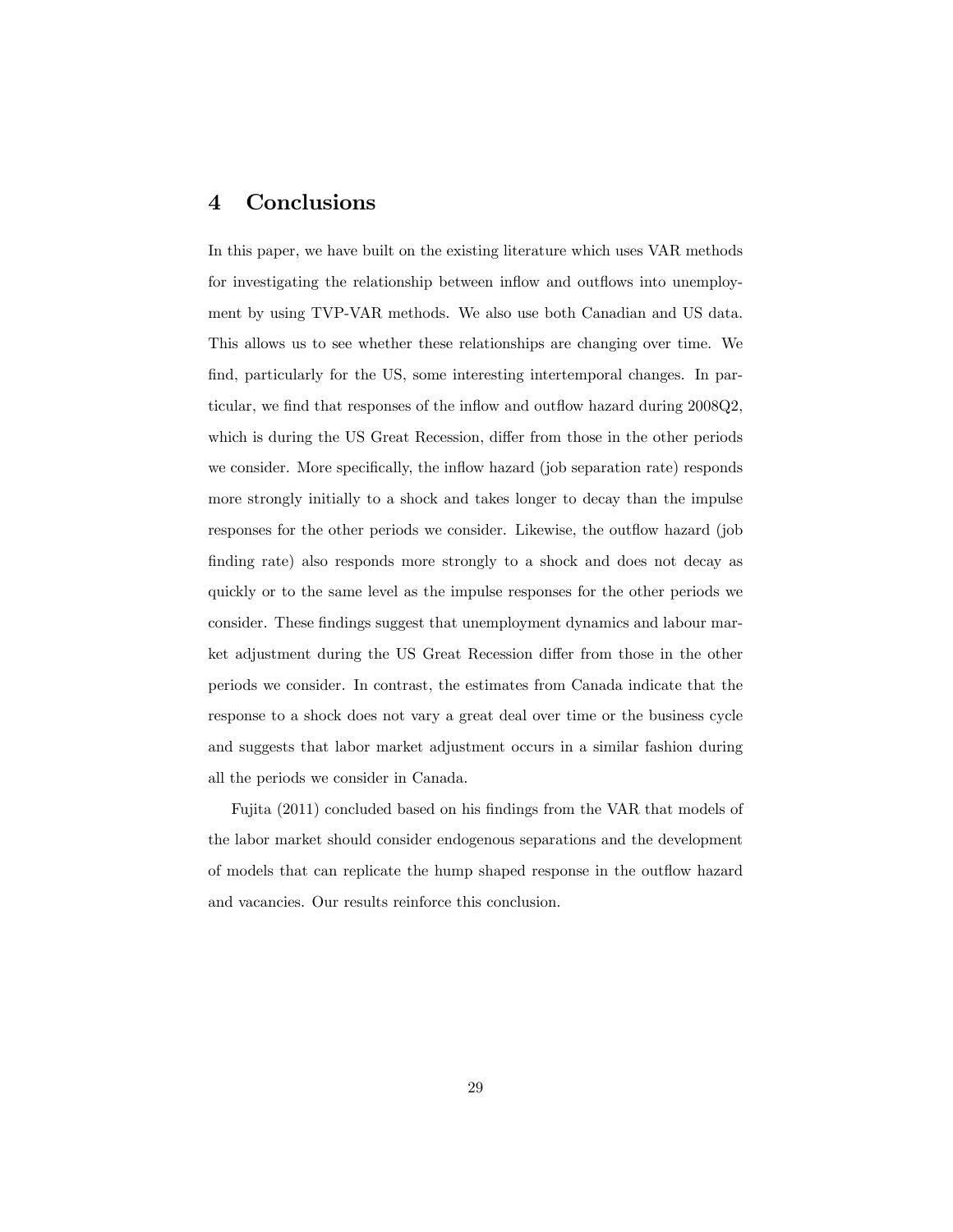# 4 Conclusions

In this paper, we have built on the existing literature which uses VAR methods for investigating the relationship between inflow and outflows into unemployment by using TVP-VAR methods. We also use both Canadian and US data. This allows us to see whether these relationships are changing over time. We find, particularly for the US, some interesting intertemporal changes. In particular, we find that responses of the inflow and outflow hazard during 2008Q2, which is during the US Great Recession, differ from those in the other periods we consider. More specifically, the inflow hazard (job separation rate) responds more strongly initially to a shock and takes longer to decay than the impulse responses for the other periods we consider. Likewise, the outflow hazard (job finding rate) also responds more strongly to a shock and does not decay as quickly or to the same level as the impulse responses for the other periods we consider. These findings suggest that unemployment dynamics and labour market adjustment during the US Great Recession differ from those in the other periods we consider. In contrast, the estimates from Canada indicate that the response to a shock does not vary a great deal over time or the business cycle and suggests that labor market adjustment occurs in a similar fashion during all the periods we consider in Canada.

Fujita (2011) concluded based on his findings from the VAR that models of the labor market should consider endogenous separations and the development of models that can replicate the hump shaped response in the outflow hazard and vacancies. Our results reinforce this conclusion.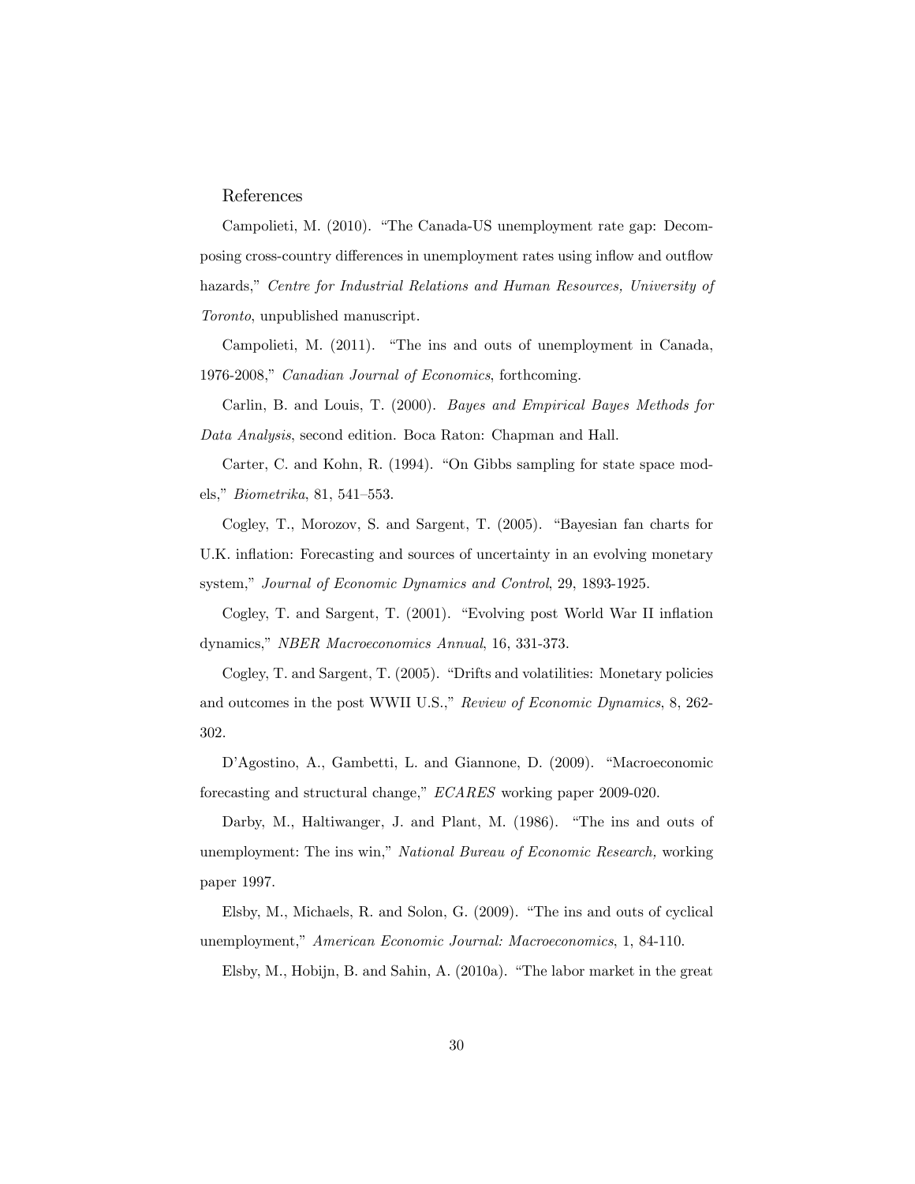## References

Campolieti, M. (2010). "The Canada-US unemployment rate gap: Decomposing cross-country differences in unemployment rates using inflow and outflow hazards," *Centre for Industrial Relations and Human Resources, University of Toronto*, unpublished manuscript.

Campolieti, M. (2011). "The ins and outs of unemployment in Canada, 1976-2008," *Canadian Journal of Economics*, forthcoming.

Carlin, B. and Louis, T. (2000). *Bayes and Empirical Bayes Methods for Data Analysis*, second edition. Boca Raton: Chapman and Hall.

Carter, C. and Kohn, R. (1994). "On Gibbs sampling for state space models," *Biometrika*, 81, 541–553.

Cogley, T., Morozov, S. and Sargent, T. (2005). "Bayesian fan charts for U.K. inflation: Forecasting and sources of uncertainty in an evolving monetary system," *Journal of Economic Dynamics and Control*, 29, 1893-1925.

Cogley, T. and Sargent, T. (2001). "Evolving post World War II inflation dynamics," *NBER Macroeconomics Annual*, 16, 331-373.

Cogley, T. and Sargent, T. (2005). "Drifts and volatilities: Monetary policies and outcomes in the post WWII U.S.," *Review of Economic Dynamics*, 8, 262-302.

D'Agostino, A., Gambetti, L. and Giannone, D. (2009). "Macroeconomic forecasting and structural change," *ECARES* working paper 2009-020.

Darby, M., Haltiwanger, J. and Plant, M. (1986). "The ins and outs of unemployment: The ins win," *National Bureau of Economic Research,* working paper 1997.

Elsby, M., Michaels, R. and Solon, G. (2009). "The ins and outs of cyclical unemployment," *American Economic Journal: Macroeconomics*, 1, 84-110.

Elsby, M., Hobijn, B. and Sahin, A. (2010a). "The labor market in the great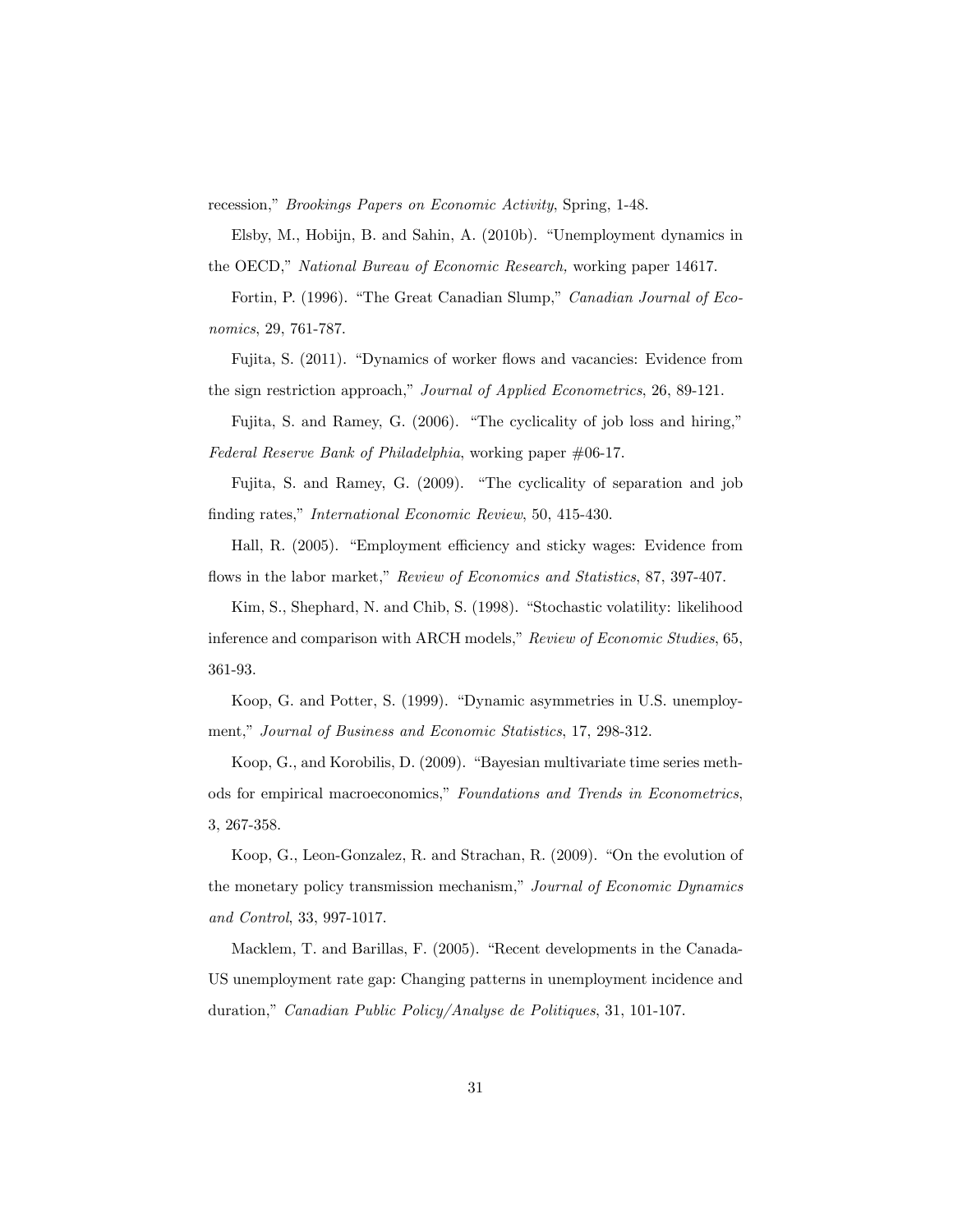recession," *Brookings Papers on Economic Activity*, Spring, 1-48.

Elsby, M., Hobijn, B. and Sahin, A. (2010b). "Unemployment dynamics in the OECD," *National Bureau of Economic Research,* working paper 14617.

Fortin, P. (1996). "The Great Canadian Slump," *Canadian Journal of Economics*, 29, 761-787.

Fujita, S. (2011). "Dynamics of worker flows and vacancies: Evidence from the sign restriction approach," *Journal of Applied Econometrics*, 26, 89-121.

Fujita, S. and Ramey, G. (2006). "The cyclicality of job loss and hiring," *Federal Reserve Bank of Philadelphia*, working paper #06-17.

Fujita, S. and Ramey, G. (2009). "The cyclicality of separation and job finding rates," *International Economic Review*, 50, 415-430.

Hall, R. (2005). "Employment efficiency and sticky wages: Evidence from flows in the labor market," *Review of Economics and Statistics*, 87, 397-407.

Kim, S., Shephard, N. and Chib, S. (1998). "Stochastic volatility: likelihood inference and comparison with ARCH models," *Review of Economic Studies*, 65, 361-93.

Koop, G. and Potter, S. (1999). "Dynamic asymmetries in U.S. unemployment," *Journal of Business and Economic Statistics*, 17, 298-312.

Koop, G., and Korobilis, D. (2009). "Bayesian multivariate time series methods for empirical macroeconomics," *Foundations and Trends in Econometrics*, 3, 267-358.

Koop, G., Leon-Gonzalez, R. and Strachan, R. (2009). "On the evolution of the monetary policy transmission mechanism," *Journal of Economic Dynamics and Control*, 33, 997-1017.

Macklem, T. and Barillas, F. (2005). "Recent developments in the Canada-US unemployment rate gap: Changing patterns in unemployment incidence and duration," *Canadian Public Policy/Analyse de Politiques*, 31, 101-107.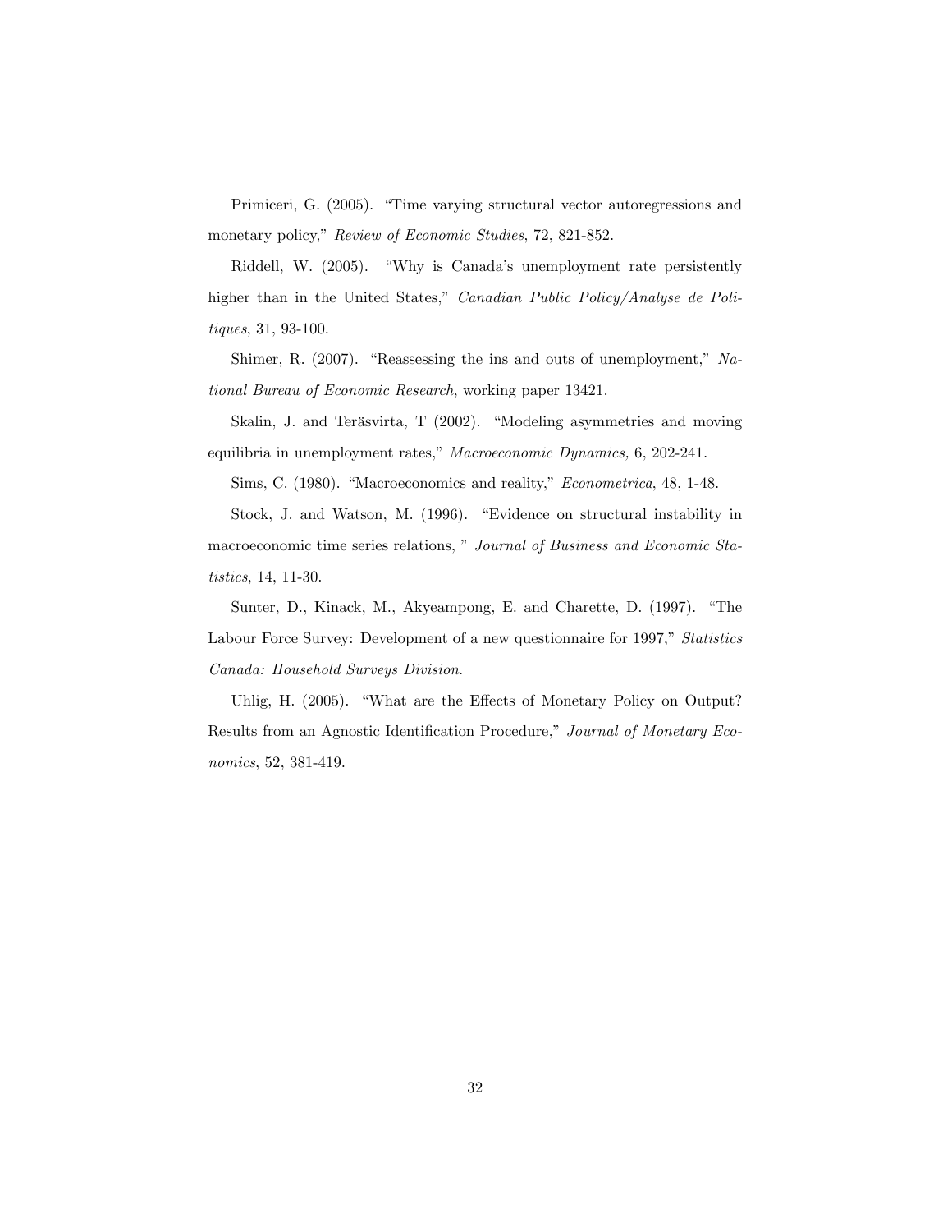Primiceri, G. (2005). "Time varying structural vector autoregressions and monetary policy," *Review of Economic Studies*, 72, 821-852.

Riddell, W. (2005). "Why is Canada's unemployment rate persistently higher than in the United States," *Canadian Public Policy/Analyse de Politiques*, 31, 93-100.

Shimer, R. (2007). "Reassessing the ins and outs of unemployment," *National Bureau of Economic Research*, working paper 13421.

Skalin, J. and Teräsvirta, T (2002). "Modeling asymmetries and moving equilibria in unemployment rates," *Macroeconomic Dynamics,* 6, 202-241.

Sims, C. (1980). "Macroeconomics and reality," *Econometrica*, 48, 1-48.

Stock, J. and Watson, M. (1996). "Evidence on structural instability in macroeconomic time series relations, " *Journal of Business and Economic Statistics*, 14, 11-30.

Sunter, D., Kinack, M., Akyeampong, E. and Charette, D. (1997). "The Labour Force Survey: Development of a new questionnaire for 1997," *Statistics Canada: Household Surveys Division*.

Uhlig, H. (2005). "What are the Effects of Monetary Policy on Output? Results from an Agnostic Identification Procedure," *Journal of Monetary Economics*, 52, 381-419.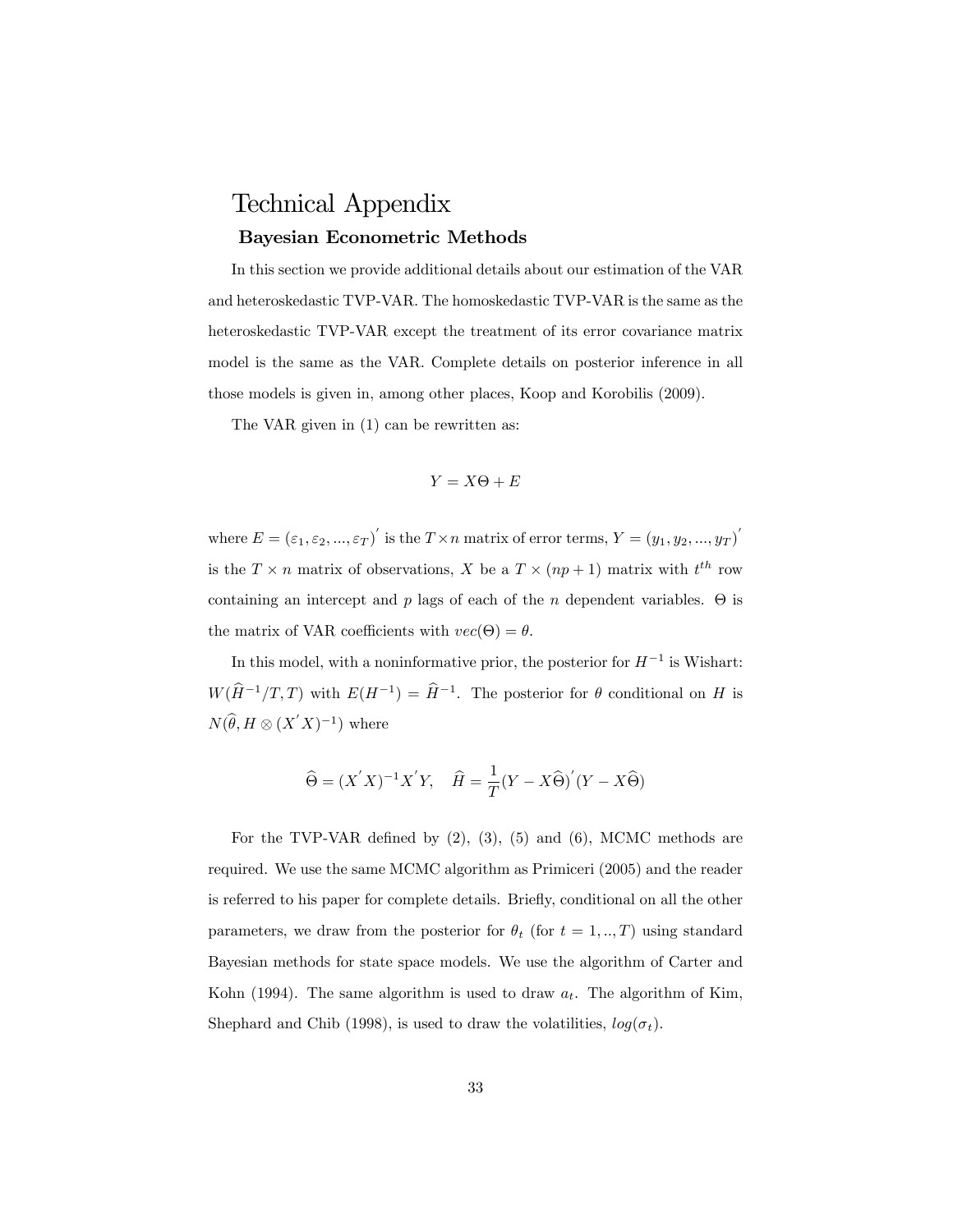# Technical Appendix

## Bayesian Econometric Methods

In this section we provide additional details about our estimation of the VAR and heteroskedastic TVP-VAR. The homoskedastic TVP-VAR is the same as the heteroskedastic TVP-VAR except the treatment of its error covariance matrix model is the same as the VAR. Complete details on posterior inference in all those models is given in, among other places, Koop and Korobilis (2009).

The VAR given in (1) can be rewritten as:

$$Y = X\Theta + E$$

where $E = (\varepsilon_1, \varepsilon_2, ..., \varepsilon_T)^{'}$ is the $T \times n$ matrix of error terms, $Y = (y_1, y_2, ..., y_T)^{'}$ is the $T \times n$ matrix of observations, $X$ be a $T \times (np+1)$ matrix with $t^{th}$ row containing an intercept and $p$ lags of each of the $n$ dependent variables. $\Theta$ is the matrix of VAR coefficients with $vec(\Theta) = \theta$.

In this model, with a noninformative prior, the posterior for $H^{-1}$ is Wishart: $W(\widehat{H}^{-1}/T, T)$ with $E(H^{-1}) = \widehat{H}^{-1}$. The posterior for $\theta$ conditional on $H$ is $N(\widehat{\theta}, H \otimes (X^{'}X)^{-1})$ where

$$\widehat{\Theta} = (X^{'}X)^{-1}X^{'}Y, \quad \widehat{H} = \frac{1}{T}(Y - X\widehat{\Theta})^{'}(Y - X\widehat{\Theta})$$

For the TVP-VAR defined by (2), (3), (5) and (6), MCMC methods are required. We use the same MCMC algorithm as Primiceri (2005) and the reader is referred to his paper for complete details. Briefly, conditional on all the other parameters, we draw from the posterior for $\theta_t$ (for $t = 1, .., T$) using standard Bayesian methods for state space models. We use the algorithm of Carter and Kohn (1994). The same algorithm is used to draw $a_t$. The algorithm of Kim, Shephard and Chib (1998), is used to draw the volatilities, $log(\sigma_t)$.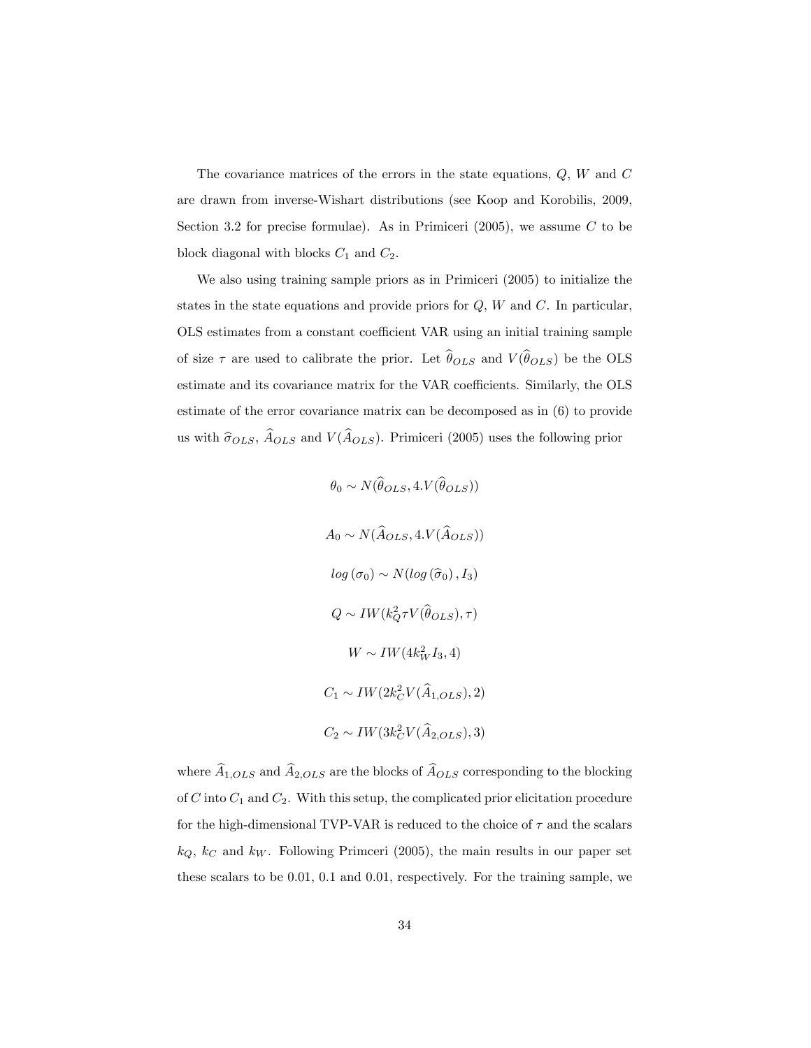The covariance matrices of the errors in the state equations, $Q$, $W$ and $C$ are drawn from inverse-Wishart distributions (see Koop and Korobilis, 2009, Section 3.2 for precise formulae). As in Primiceri (2005), we assume $C$ to be block diagonal with blocks $C_1$ and $C_2$.

We also using training sample priors as in Primiceri (2005) to initialize the states in the state equations and provide priors for $Q$, $W$ and $C$. In particular, OLS estimates from a constant coefficient VAR using an initial training sample of size $\tau$ are used to calibrate the prior. Let $\widehat{\theta}_{OLS}$ and $V(\widehat{\theta}_{OLS})$ be the OLS estimate and its covariance matrix for the VAR coefficients. Similarly, the OLS estimate of the error covariance matrix can be decomposed as in (6) to provide us with $\widehat{\sigma}_{OLS}$, $\widehat{A}_{OLS}$ and $V(\widehat{A}_{OLS})$. Primiceri (2005) uses the following prior

$$\theta_0 \sim N(\widehat{\theta}_{OLS}, 4.V(\widehat{\theta}_{OLS}))$$

$$A_0 \sim N(\widehat{A}_{OLS}, 4.V(\widehat{A}_{OLS}))$$

$$log\left(\sigma_0\right) \sim N(log\left(\widehat{\sigma}_0\right), I_3)$$

$$Q \sim IW(k_Q^2 \tau V(\widehat{\theta}_{OLS}), \tau)$$

$$W \sim IW(4k_W^2 I_3, 4)$$

$$C_1 \sim IW(2k_C^2 V(\widehat{A}_{1,OLS}), 2)$$

$$C_2 \sim IW(3k_C^2 V(\widehat{A}_{2,OLS}), 3)$$

where $\widehat{A}_{1,OLS}$ and $\widehat{A}_{2,OLS}$ are the blocks of $\widehat{A}_{OLS}$ corresponding to the blocking of $C$ into $C_1$ and $C_2$. With this setup, the complicated prior elicitation procedure for the high-dimensional TVP-VAR is reduced to the choice of $\tau$ and the scalars $k_Q$, $k_C$ and $k_W$. Following Primceri (2005), the main results in our paper set these scalars to be 0.01, 0.1 and 0.01, respectively. For the training sample, we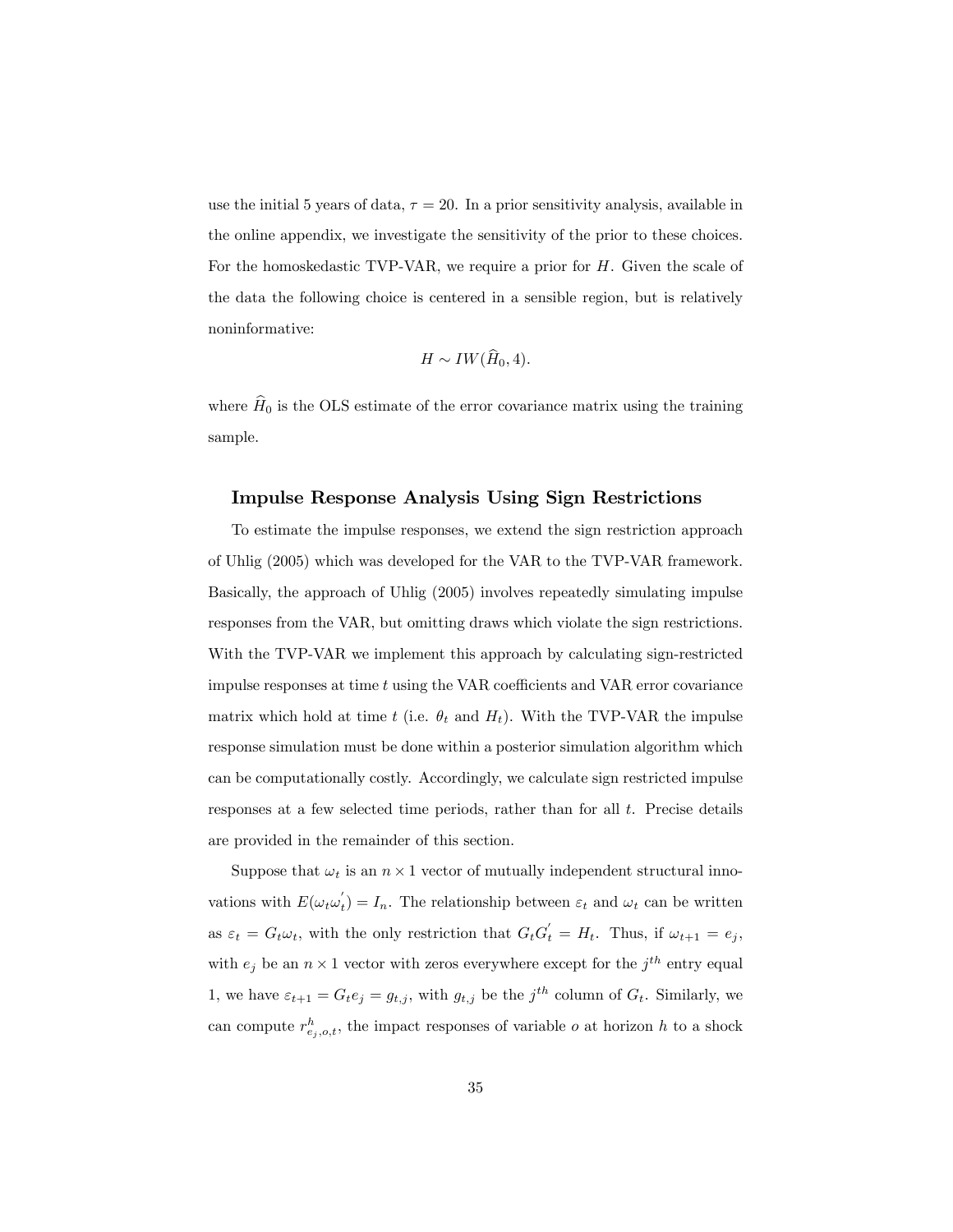use the initial 5 years of data, $\tau = 20$. In a prior sensitivity analysis, available in the online appendix, we investigate the sensitivity of the prior to these choices. For the homoskedastic TVP-VAR, we require a prior for $H$. Given the scale of the data the following choice is centered in a sensible region, but is relatively noninformative:

$$H \sim IW(\widehat{H}_0, 4).$$

where $\widehat{H}_0$ is the OLS estimate of the error covariance matrix using the training sample.

### Impulse Response Analysis Using Sign Restrictions

To estimate the impulse responses, we extend the sign restriction approach of Uhlig (2005) which was developed for the VAR to the TVP-VAR framework. Basically, the approach of Uhlig (2005) involves repeatedly simulating impulse responses from the VAR, but omitting draws which violate the sign restrictions. With the TVP-VAR we implement this approach by calculating sign-restricted impulse responses at time $t$ using the VAR coefficients and VAR error covariance matrix which hold at time $t$ (i.e. $\theta_t$ and $H_t$). With the TVP-VAR the impulse response simulation must be done within a posterior simulation algorithm which can be computationally costly. Accordingly, we calculate sign restricted impulse responses at a few selected time periods, rather than for all $t$. Precise details are provided in the remainder of this section.

Suppose that $\omega_t$ is an $n \times 1$ vector of mutually independent structural innovations with $E(\omega_t \omega_t^{'}) = I_n$. The relationship between $\varepsilon_t$ and $\omega_t$ can be written as $\varepsilon_t = G_t \omega_t$, with the only restriction that $G_t G_t^{'} = H_t$. Thus, if $\omega_{t+1} = e_j$, with $e_j$ be an $n \times 1$ vector with zeros everywhere except for the $j^{th}$ entry equal 1, we have $\varepsilon_{t+1} = G_t e_j = g_{t,j}$, with $g_{t,j}$ be the $j^{th}$ column of $G_t$. Similarly, we can compute $r^h_{e_j,o,t}$, the impact responses of variable $o$ at horizon $h$ to a shock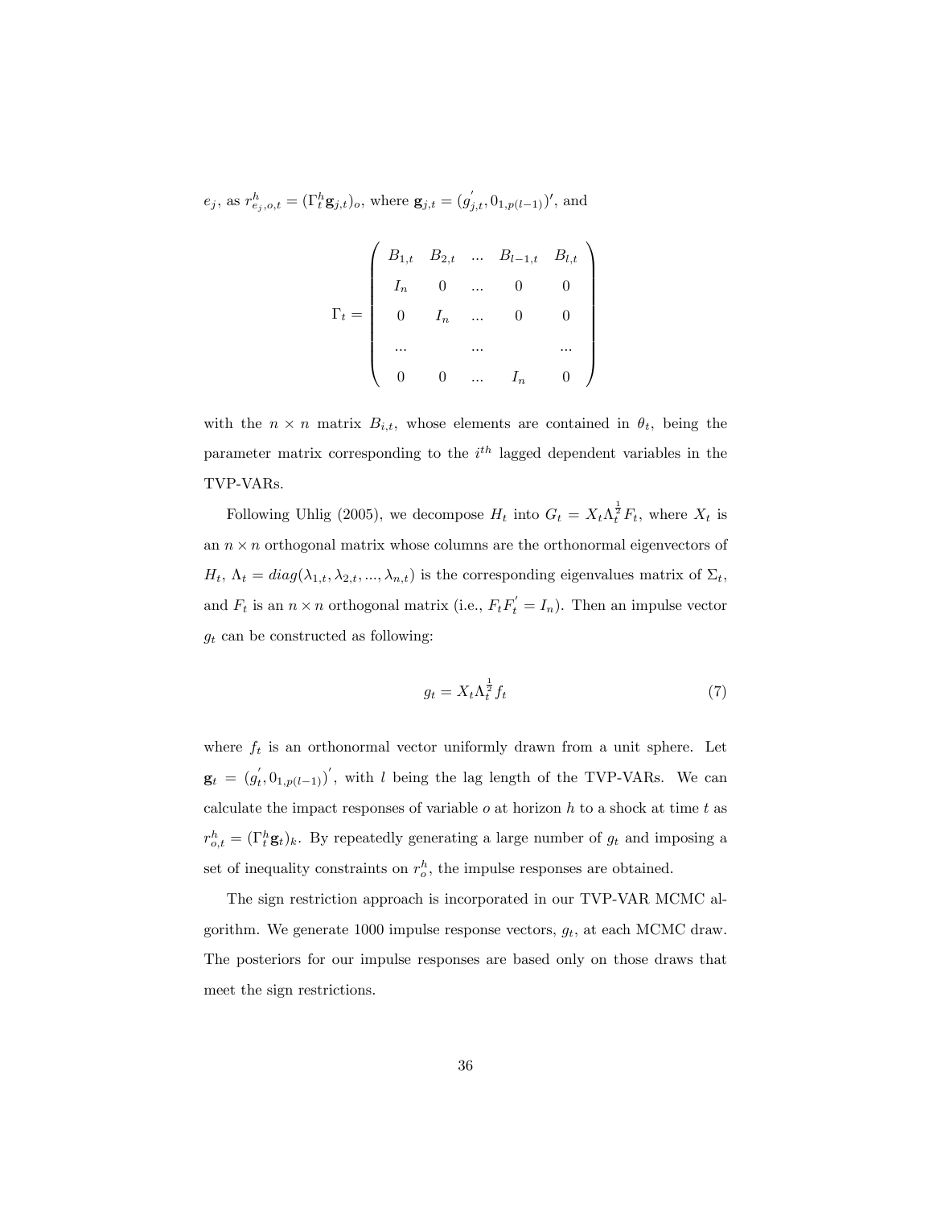$e_j$, as $r^h_{e_j,o,t} = (\Gamma^h_t \mathbf{g}_{j,t})_o$, where $\mathbf{g}_{j,t} = (g^{'}_{j,t}, 0_{1,p(l-1)})'$, and

$$
\Gamma_t = \begin{pmatrix} B_{1,t} & B_{2,t} & ... & B_{l-1,t} & B_{l,t} \\ I_n & 0 & ... & 0 & 0 \\ 0 & I_n & ... & 0 & 0 \\ ... & & ... & & ... \\ 0 & 0 & ... & I_n & 0 \end{pmatrix}
$$

with the $n \times n$ matrix $B_{i,t}$, whose elements are contained in $\theta_t$, being the parameter matrix corresponding to the $i^{th}$ lagged dependent variables in the TVP-VARs.

Following Uhlig (2005), we decompose $H_t$ into $G_t = X_t \Lambda_t^{\frac{1}{2}} F_t$, where $X_t$ is an $n \times n$ orthogonal matrix whose columns are the orthonormal eigenvectors of $H_t$, $\Lambda_t = diag(\lambda_{1,t}, \lambda_{2,t}, ..., \lambda_{n,t})$ is the corresponding eigenvalues matrix of $\Sigma_t$, and $F_t$ is an $n \times n$ orthogonal matrix (i.e., $F_t F_t^{'} = I_n$). Then an impulse vector $g_t$ can be constructed as following:

$$
g_t = X_t \Lambda_t^{\frac{1}{2}} f_t \tag{7}
$$

where $f_t$ is an orthonormal vector uniformly drawn from a unit sphere. Let $\mathbf{g}_t = (g_t^{'}, 0_{1,p(l-1)})^{'}$, with $l$ being the lag length of the TVP-VARs. We can calculate the impact responses of variable $o$ at horizon $h$ to a shock at time $t$ as $r^h_{o,t} = (\Gamma^h_t \mathbf{g}_t)_k$. By repeatedly generating a large number of $g_t$ and imposing a set of inequality constraints on $r^h_o$, the impulse responses are obtained.

The sign restriction approach is incorporated in our TVP-VAR MCMC algorithm. We generate 1000 impulse response vectors, $g_t$, at each MCMC draw. The posteriors for our impulse responses are based only on those draws that meet the sign restrictions.